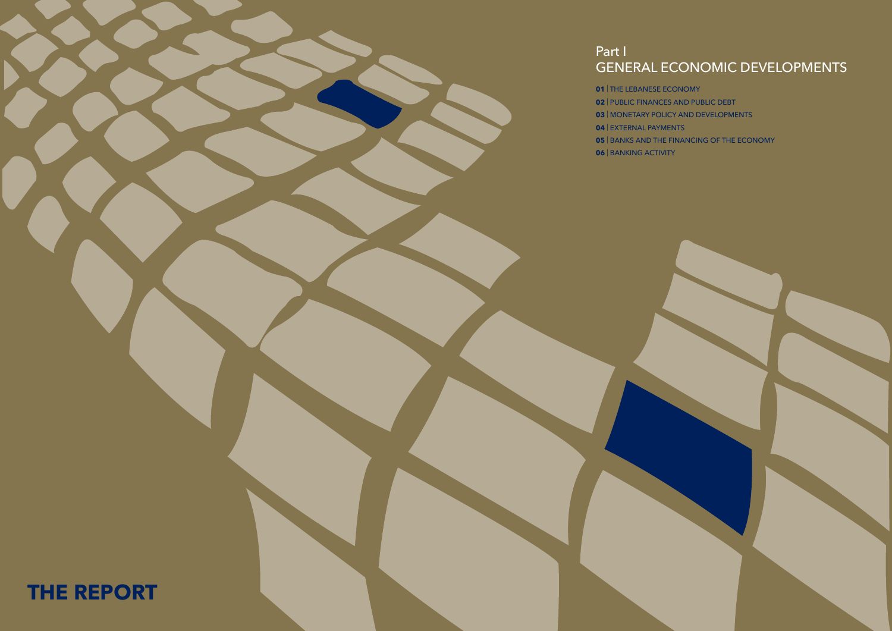# Part I
# GENERAL ECONOMIC DEVELOPMENTS

**01** | THE LEBANESE ECONOMY

**02** | PUBLIC FINANCES AND PUBLIC DEBT

**03** | MONETARY POLICY AND DEVELOPMENTS

**04** | EXTERNAL PAYMENTS

**05** | BANKS AND THE FINANCING OF THE ECONOMY

**06** | BANKING ACTIVITY

**THE REPORT**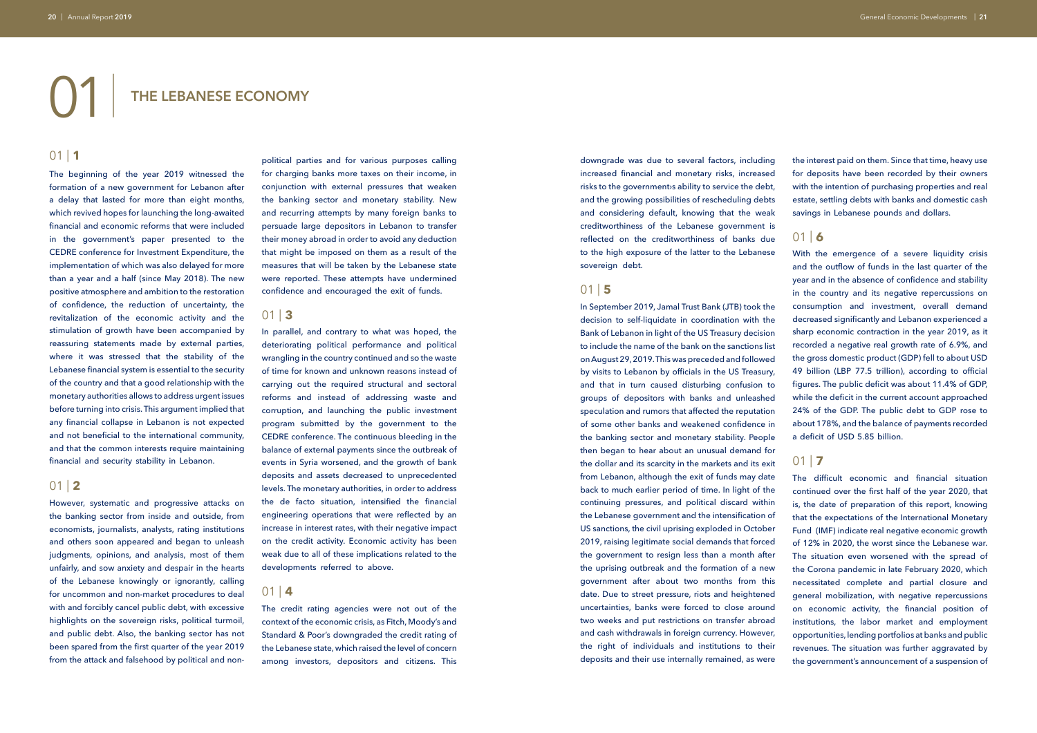# 01 THE LEBANESE ECONOMY

## 01 | 1

The beginning of the year 2019 witnessed the formation of a new government for Lebanon after a delay that lasted for more than eight months, which revived hopes for launching the long-awaited financial and economic reforms that were included in the government's paper presented to the CEDRE conference for Investment Expenditure, the implementation of which was also delayed for more than a year and a half (since May 2018). The new positive atmosphere and ambition to the restoration of confidence, the reduction of uncertainty, the revitalization of the economic activity and the stimulation of growth have been accompanied by reassuring statements made by external parties, where it was stressed that the stability of the Lebanese financial system is essential to the security of the country and that a good relationship with the monetary authorities allows to address urgent issues before turning into crisis. This argument implied that any financial collapse in Lebanon is not expected and not beneficial to the international community, and that the common interests require maintaining financial and security stability in Lebanon.

## 01 | 2

However, systematic and progressive attacks on the banking sector from inside and outside, from economists, journalists, analysts, rating institutions and others soon appeared and began to unleash judgments, opinions, and analysis, most of them unfairly, and sow anxiety and despair in the hearts of the Lebanese knowingly or ignorantly, calling for uncommon and non-market procedures to deal with and forcibly cancel public debt, with excessive highlights on the sovereign risks, political turmoil, and public debt. Also, the banking sector has not been spared from the first quarter of the year 2019 from the attack and falsehood by political and non-political parties and for various purposes calling for charging banks more taxes on their income, in conjunction with external pressures that weaken the banking sector and monetary stability. New and recurring attempts by many foreign banks to persuade large depositors in Lebanon to transfer their money abroad in order to avoid any deduction that might be imposed on them as a result of the measures that will be taken by the Lebanese state were reported. These attempts have undermined confidence and encouraged the exit of funds.

## 01 | 3

In parallel, and contrary to what was hoped, the deteriorating political performance and political wrangling in the country continued and so the waste of time for known and unknown reasons instead of carrying out the required structural and sectoral reforms and instead of addressing waste and corruption, and launching the public investment program submitted by the government to the CEDRE conference. The continuous bleeding in the balance of external payments since the outbreak of events in Syria worsened, and the growth of bank deposits and assets decreased to unprecedented levels. The monetary authorities, in order to address the de facto situation, intensified the financial engineering operations that were reflected by an increase in interest rates, with their negative impact on the credit activity. Economic activity has been weak due to all of these implications related to the developments referred to above.

## 01 | 4

The credit rating agencies were not out of the context of the economic crisis, as Fitch, Moody's and Standard & Poor's downgraded the credit rating of the Lebanese state, which raised the level of concern among investors, depositors and citizens. This downgrade was due to several factors, including increased financial and monetary risks, increased risks to the government›s ability to service the debt, and the growing possibilities of rescheduling debts and considering default, knowing that the weak creditworthiness of the Lebanese government is reflected on the creditworthiness of banks due to the high exposure of the latter to the Lebanese sovereign debt.

## 01 | 5

In September 2019, Jamal Trust Bank (JTB) took the decision to self-liquidate in coordination with the Bank of Lebanon in light of the US Treasury decision to include the name of the bank on the sanctions list on August 29, 2019. This was preceded and followed by visits to Lebanon by officials in the US Treasury, and that in turn caused disturbing confusion to groups of depositors with banks and unleashed speculation and rumors that affected the reputation of some other banks and weakened confidence in the banking sector and monetary stability. People then began to hear about an unusual demand for the dollar and its scarcity in the markets and its exit from Lebanon, although the exit of funds may date back to much earlier period of time. In light of the continuing pressures, and political discard within the Lebanese government and the intensification of US sanctions, the civil uprising exploded in October 2019, raising legitimate social demands that forced the government to resign less than a month after the uprising outbreak and the formation of a new government after about two months from this date. Due to street pressure, riots and heightened uncertainties, banks were forced to close around two weeks and put restrictions on transfer abroad and cash withdrawals in foreign currency. However, the right of individuals and institutions to their deposits and their use internally remained, as were the interest paid on them. Since that time, heavy use for deposits have been recorded by their owners with the intention of purchasing properties and real estate, settling debts with banks and domestic cash savings in Lebanese pounds and dollars.

## 01 | 6

With the emergence of a severe liquidity crisis and the outflow of funds in the last quarter of the year and in the absence of confidence and stability in the country and its negative repercussions on consumption and investment, overall demand decreased significantly and Lebanon experienced a sharp economic contraction in the year 2019, as it recorded a negative real growth rate of 6.9%, and the gross domestic product (GDP) fell to about USD 49 billion (LBP 77.5 trillion), according to official figures. The public deficit was about 11.4% of GDP, while the deficit in the current account approached 24% of the GDP. The public debt to GDP rose to about 178%, and the balance of payments recorded a deficit of USD 5.85 billion.

## 01 | 7

The difficult economic and financial situation continued over the first half of the year 2020, that is, the date of preparation of this report, knowing that the expectations of the International Monetary Fund (IMF) indicate real negative economic growth of 12% in 2020, the worst since the Lebanese war. The situation even worsened with the spread of the Corona pandemic in late February 2020, which necessitated complete and partial closure and general mobilization, with negative repercussions on economic activity, the financial position of institutions, the labor market and employment opportunities, lending portfolios at banks and public revenues. The situation was further aggravated by the government's announcement of a suspension of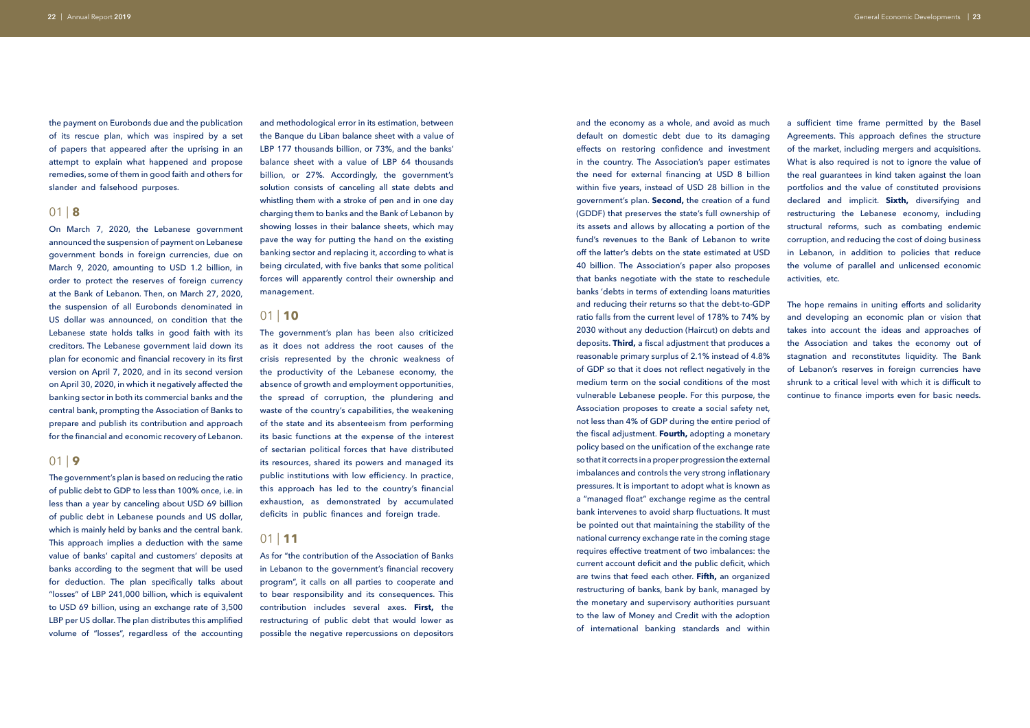the payment on Eurobonds due and the publication of its rescue plan, which was inspired by a set of papers that appeared after the uprising in an attempt to explain what happened and propose remedies, some of them in good faith and others for slander and falsehood purposes.

## 01 | **8**

On March 7, 2020, the Lebanese government announced the suspension of payment on Lebanese government bonds in foreign currencies, due on March 9, 2020, amounting to USD 1.2 billion, in order to protect the reserves of foreign currency at the Bank of Lebanon. Then, on March 27, 2020, the suspension of all Eurobonds denominated in US dollar was announced, on condition that the Lebanese state holds talks in good faith with its creditors. The Lebanese government laid down its plan for economic and financial recovery in its first version on April 7, 2020, and in its second version on April 30, 2020, in which it negatively affected the banking sector in both its commercial banks and the central bank, prompting the Association of Banks to prepare and publish its contribution and approach for the financial and economic recovery of Lebanon.

## 01 | **9**

The government's plan is based on reducing the ratio of public debt to GDP to less than 100% once, i.e. in less than a year by canceling about USD 69 billion of public debt in Lebanese pounds and US dollar, which is mainly held by banks and the central bank. This approach implies a deduction with the same value of banks' capital and customers' deposits at banks according to the segment that will be used for deduction. The plan specifically talks about "losses" of LBP 241,000 billion, which is equivalent to USD 69 billion, using an exchange rate of 3,500 LBP per US dollar. The plan distributes this amplified volume of "losses", regardless of the accounting and methodological error in its estimation, between the Banque du Liban balance sheet with a value of LBP 177 thousands billion, or 73%, and the banks' balance sheet with a value of LBP 64 thousands billion, or 27%. Accordingly, the government's solution consists of canceling all state debts and whistling them with a stroke of pen and in one day charging them to banks and the Bank of Lebanon by showing losses in their balance sheets, which may pave the way for putting the hand on the existing banking sector and replacing it, according to what is being circulated, with five banks that some political forces will apparently control their ownership and management.

## 01 | **10**

The government's plan has been also criticized as it does not address the root causes of the crisis represented by the chronic weakness of the productivity of the Lebanese economy, the absence of growth and employment opportunities, the spread of corruption, the plundering and waste of the country's capabilities, the weakening of the state and its absenteeism from performing its basic functions at the expense of the interest of sectarian political forces that have distributed its resources, shared its powers and managed its public institutions with low efficiency. In practice, this approach has led to the country's financial exhaustion, as demonstrated by accumulated deficits in public finances and foreign trade.

## 01 | **11**

As for "the contribution of the Association of Banks in Lebanon to the government's financial recovery program", it calls on all parties to cooperate and to bear responsibility and its consequences. This contribution includes several axes. **First,** the restructuring of public debt that would lower as possible the negative repercussions on depositors and the economy as a whole, and avoid as much default on domestic debt due to its damaging effects on restoring confidence and investment in the country. The Association's paper estimates the need for external financing at USD 8 billion within five years, instead of USD 28 billion in the government's plan. **Second,** the creation of a fund (GDDF) that preserves the state's full ownership of its assets and allows by allocating a portion of the fund's revenues to the Bank of Lebanon to write off the latter's debts on the state estimated at USD 40 billion. The Association's paper also proposes that banks negotiate with the state to reschedule banks 'debts in terms of extending loans maturities and reducing their returns so that the debt-to-GDP ratio falls from the current level of 178% to 74% by 2030 without any deduction (Haircut) on debts and deposits. **Third,** a fiscal adjustment that produces a reasonable primary surplus of 2.1% instead of 4.8% of GDP so that it does not reflect negatively in the medium term on the social conditions of the most vulnerable Lebanese people. For this purpose, the Association proposes to create a social safety net, not less than 4% of GDP during the entire period of the fiscal adjustment. **Fourth,** adopting a monetary policy based on the unification of the exchange rate so that it corrects in a proper progression the external imbalances and controls the very strong inflationary pressures. It is important to adopt what is known as a "managed float" exchange regime as the central bank intervenes to avoid sharp fluctuations. It must be pointed out that maintaining the stability of the national currency exchange rate in the coming stage requires effective treatment of two imbalances: the current account deficit and the public deficit, which are twins that feed each other. **Fifth,** an organized restructuring of banks, bank by bank, managed by the monetary and supervisory authorities pursuant to the law of Money and Credit with the adoption of international banking standards and within a sufficient time frame permitted by the Basel Agreements. This approach defines the structure of the market, including mergers and acquisitions. What is also required is not to ignore the value of the real guarantees in kind taken against the loan portfolios and the value of constituted provisions declared and implicit. **Sixth,** diversifying and restructuring the Lebanese economy, including structural reforms, such as combating endemic corruption, and reducing the cost of doing business in Lebanon, in addition to policies that reduce the volume of parallel and unlicensed economic activities, etc.

The hope remains in uniting efforts and solidarity and developing an economic plan or vision that takes into account the ideas and approaches of the Association and takes the economy out of stagnation and reconstitutes liquidity. The Bank of Lebanon's reserves in foreign currencies have shrunk to a critical level with which it is difficult to continue to finance imports even for basic needs.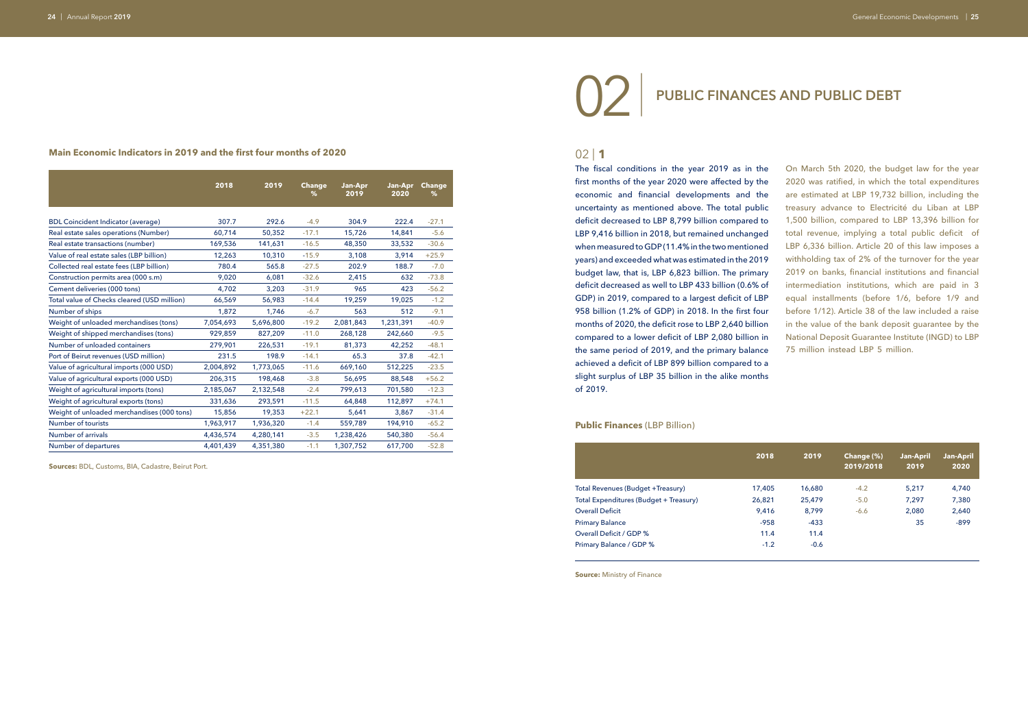**Main Economic Indicators in 2019 and the first four months of 2020**

| | 2018 | 2019 | Change % | Jan-Apr 2019 | Jan-Apr 2020 | Change % |
|---|---|---|---|---|---|---|
| BDL Coincident Indicator (average) | 307.7 | 292.6 | -4.9 | 304.9 | 222.4 | -27.1 |
| Real estate sales operations (Number) | 60,714 | 50,352 | -17.1 | 15,726 | 14,841 | -5.6 |
| Real estate transactions (number) | 169,536 | 141,631 | -16.5 | 48,350 | 33,532 | -30.6 |
| Value of real estate sales (LBP billion) | 12,263 | 10,310 | -15.9 | 3,108 | 3,914 | +25.9 |
| Collected real estate fees (LBP billion) | 780.4 | 565.8 | -27.5 | 202.9 | 188.7 | -7.0 |
| Construction permits area (000 s.m) | 9,020 | 6,081 | -32.6 | 2,415 | 632 | -73.8 |
| Cement deliveries (000 tons) | 4,702 | 3,203 | -31.9 | 965 | 423 | -56.2 |
| Total value of Checks cleared (USD million) | 66,569 | 56,983 | -14.4 | 19,259 | 19,025 | -1.2 |
| Number of ships | 1,872 | 1,746 | -6.7 | 563 | 512 | -9.1 |
| Weight of unloaded merchandises (tons) | 7,054,693 | 5,696,800 | -19.2 | 2,081,843 | 1,231,391 | -40.9 |
| Weight of shipped merchandises (tons) | 929,859 | 827,209 | -11.0 | 268,128 | 242,660 | -9.5 |
| Number of unloaded containers | 279,901 | 226,531 | -19.1 | 81,373 | 42,252 | -48.1 |
| Port of Beirut revenues (USD million) | 231.5 | 198.9 | -14.1 | 65.3 | 37.8 | -42.1 |
| Value of agricultural imports (000 USD) | 2,004,892 | 1,773,065 | -11.6 | 669,160 | 512,225 | -23.5 |
| Value of agricultural exports (000 USD) | 206,315 | 198,468 | -3.8 | 56,695 | 88,548 | +56.2 |
| Weight of agricultural imports (tons) | 2,185,067 | 2,132,548 | -2.4 | 799,613 | 701,580 | -12.3 |
| Weight of agricultural exports (tons) | 331,636 | 293,591 | -11.5 | 64,848 | 112,897 | +74.1 |
| Weight of unloaded merchandises (000 tons) | 15,856 | 19,353 | +22.1 | 5,641 | 3,867 | -31.4 |
| Number of tourists | 1,963,917 | 1,936,320 | -1.4 | 559,789 | 194,910 | -65.2 |
| Number of arrivals | 4,436,574 | 4,280,141 | -3.5 | 1,238,426 | 540,380 | -56.4 |
| Number of departures | 4,401,439 | 4,351,380 | -1.1 | 1,307,752 | 617,700 | -52.8 |

**Sources:** BDL, Customs, BIA, Cadastre, Beirut Port.

# 02 | PUBLIC FINANCES AND PUBLIC DEBT

## 02 | 1

The fiscal conditions in the year 2019 as in the first months of the year 2020 were affected by the economic and financial developments and the uncertainty as mentioned above. The total public deficit decreased to LBP 8,799 billion compared to LBP 9,416 billion in 2018, but remained unchanged when measured to GDP (11.4% in the two mentioned years) and exceeded what was estimated in the 2019 budget law, that is, LBP 6,823 billion. The primary deficit decreased as well to LBP 433 billion (0.6% of GDP) in 2019, compared to a largest deficit of LBP 958 billion (1.2% of GDP) in 2018. In the first four months of 2020, the deficit rose to LBP 2,640 billion compared to a lower deficit of LBP 2,080 billion in the same period of 2019, and the primary balance achieved a deficit of LBP 899 billion compared to a slight surplus of LBP 35 billion in the alike months of 2019.

On March 5th 2020, the budget law for the year 2020 was ratified, in which the total expenditures are estimated at LBP 19,732 billion, including the treasury advance to Electricité du Liban at LBP 1,500 billion, compared to LBP 13,396 billion for total revenue, implying a total public deficit of LBP 6,336 billion. Article 20 of this law imposes a withholding tax of 2% of the turnover for the year 2019 on banks, financial institutions and financial intermediation institutions, which are paid in 3 equal installments (before 1/6, before 1/9 and before 1/12). Article 38 of the law included a raise in the value of the bank deposit guarantee by the National Deposit Guarantee Institute (INGD) to LBP 75 million instead LBP 5 million.

**Public Finances** (LBP Billion)

| | 2018 | 2019 | Change (%) 2019/2018 | Jan-April 2019 | Jan-April 2020 |
|---|---|---|---|---|---|
| Total Revenues (Budget +Treasury) | 17,405 | 16,680 | -4.2 | 5,217 | 4,740 |
| Total Expenditures (Budget + Treasury) | 26,821 | 25,479 | -5.0 | 7,297 | 7,380 |
| Overall Deficit | 9,416 | 8,799 | -6.6 | 2,080 | 2,640 |
| Primary Balance | -958 | -433 | | 35 | -899 |
| Overall Deficit / GDP % | 11.4 | 11.4 | | | |
| Primary Balance / GDP % | -1.2 | -0.6 | | | |

**Source:** Ministry of Finance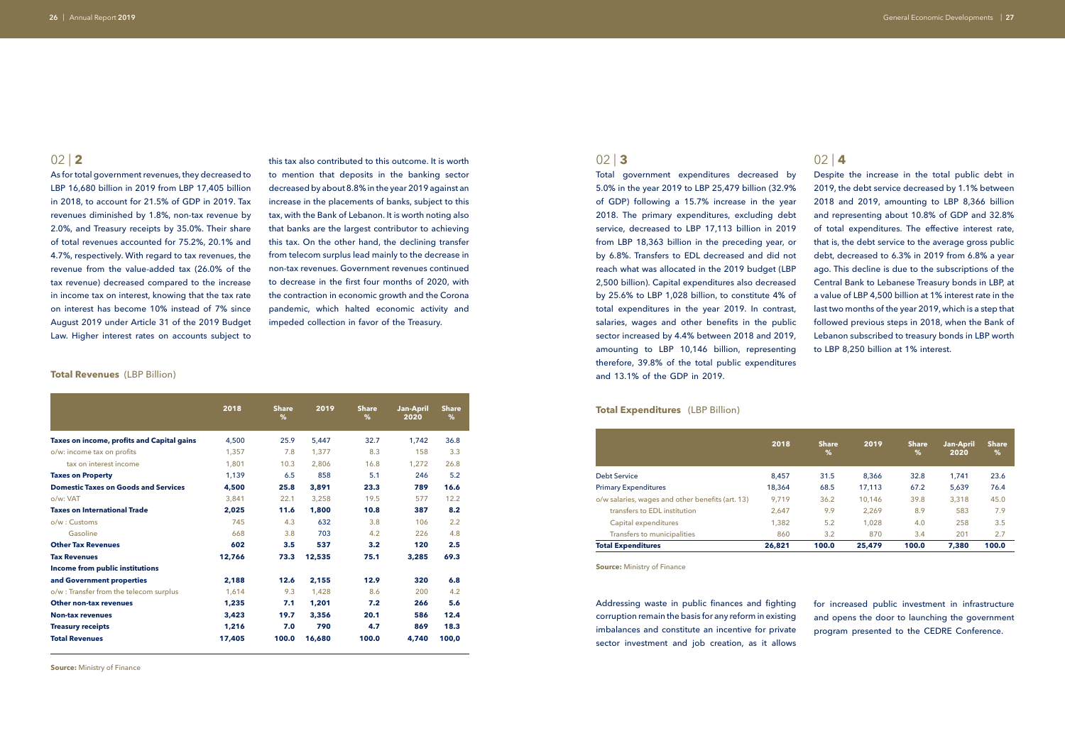## 02 | 2

As for total government revenues, they decreased to LBP 16,680 billion in 2019 from LBP 17,405 billion in 2018, to account for 21.5% of GDP in 2019. Tax revenues diminished by 1.8%, non-tax revenue by 2.0%, and Treasury receipts by 35.0%. Their share of total revenues accounted for 75.2%, 20.1% and 4.7%, respectively. With regard to tax revenues, the revenue from the value-added tax (26.0% of the tax revenue) decreased compared to the increase in income tax on interest, knowing that the tax rate on interest has become 10% instead of 7% since August 2019 under Article 31 of the 2019 Budget Law. Higher interest rates on accounts subject to this tax also contributed to this outcome. It is worth to mention that deposits in the banking sector decreased by about 8.8% in the year 2019 against an increase in the placements of banks, subject to this tax, with the Bank of Lebanon. It is worth noting also that banks are the largest contributor to achieving this tax. On the other hand, the declining transfer from telecom surplus lead mainly to the decrease in non-tax revenues. Government revenues continued to decrease in the first four months of 2020, with the contraction in economic growth and the Corona pandemic, which halted economic activity and impeded collection in favor of the Treasury.

**Total Revenues** (LBP Billion)

| | 2018 | Share % | 2019 | Share % | Jan-April 2020 | Share % |
|---|---|---|---|---|---|---|
| **Taxes on income, profits and Capital gains** | 4,500 | 25.9 | 5,447 | 32.7 | 1,742 | 36.8 |
| o/w: income tax on profits | 1,357 | 7.8 | 1,377 | 8.3 | 158 | 3.3 |
| tax on interest income | 1,801 | 10.3 | 2,806 | 16.8 | 1,272 | 26.8 |
| **Taxes on Property** | 1,139 | 6.5 | 858 | 5.1 | 246 | 5.2 |
| **Domestic Taxes on Goods and Services** | **4,500** | **25.8** | **3,891** | **23.3** | **789** | **16.6** |
| o/w: VAT | 3,841 | 22.1 | 3,258 | 19.5 | 577 | 12.2 |
| **Taxes on International Trade** | **2,025** | **11.6** | **1,800** | **10.8** | **387** | **8.2** |
| o/w : Customs | 745 | 4.3 | 632 | 3.8 | 106 | 2.2 |
| Gasoline | 668 | 3.8 | 703 | 4.2 | 226 | 4.8 |
| **Other Tax Revenues** | **602** | **3.5** | **537** | **3.2** | **120** | **2.5** |
| **Tax Revenues** | **12,766** | **73.3** | **12,535** | **75.1** | **3,285** | **69.3** |
| **Income from public institutions and Government properties** | **2,188** | **12.6** | **2,155** | **12.9** | **320** | **6.8** |
| o/w : Transfer from the telecom surplus | 1,614 | 9.3 | 1,428 | 8.6 | 200 | 4.2 |
| **Other non-tax revenues** | **1,235** | **7.1** | **1,201** | **7.2** | **266** | **5.6** |
| **Non-tax revenues** | **3,423** | **19.7** | **3,356** | **20.1** | **586** | **12.4** |
| **Treasury receipts** | **1,216** | **7.0** | **790** | **4.7** | **869** | **18.3** |
| **Total Revenues** | **17,405** | **100.0** | **16,680** | **100.0** | **4,740** | **100,0** |

**Source:** Ministry of Finance

## 02 | 3

Total government expenditures decreased by 5.0% in the year 2019 to LBP 25,479 billion (32.9% of GDP) following a 15.7% increase in the year 2018. The primary expenditures, excluding debt service, decreased to LBP 17,113 billion in 2019 from LBP 18,363 billion in the preceding year, or by 6.8%. Transfers to EDL decreased and did not reach what was allocated in the 2019 budget (LBP 2,500 billion). Capital expenditures also decreased by 25.6% to LBP 1,028 billion, to constitute 4% of total expenditures in the year 2019. In contrast, salaries, wages and other benefits in the public sector increased by 4.4% between 2018 and 2019, amounting to LBP 10,146 billion, representing therefore, 39.8% of the total public expenditures and 13.1% of the GDP in 2019.

## 02 | 4

Despite the increase in the total public debt in 2019, the debt service decreased by 1.1% between 2018 and 2019, amounting to LBP 8,366 billion and representing about 10.8% of GDP and 32.8% of total expenditures. The effective interest rate, that is, the debt service to the average gross public debt, decreased to 6.3% in 2019 from 6.8% a year ago. This decline is due to the subscriptions of the Central Bank to Lebanese Treasury bonds in LBP, at a value of LBP 4,500 billion at 1% interest rate in the last two months of the year 2019, which is a step that followed previous steps in 2018, when the Bank of Lebanon subscribed to treasury bonds in LBP worth to LBP 8,250 billion at 1% interest.

**Total Expenditures** (LBP Billion)

| | 2018 | Share % | 2019 | Share % | Jan-April 2020 | Share % |
|---|---|---|---|---|---|---|
| Debt Service | 8,457 | 31.5 | 8,366 | 32.8 | 1,741 | 23.6 |
| Primary Expenditures | 18,364 | 68.5 | 17,113 | 67.2 | 5,639 | 76.4 |
| o/w salaries, wages and other benefits (art. 13) | 9,719 | 36.2 | 10,146 | 39.8 | 3,318 | 45.0 |
| transfers to EDL institution | 2,647 | 9.9 | 2,269 | 8.9 | 583 | 7.9 |
| Capital expenditures | 1,382 | 5.2 | 1,028 | 4.0 | 258 | 3.5 |
| Transfers to municipalities | 860 | 3.2 | 870 | 3.4 | 201 | 2.7 |
| **Total Expenditures** | **26,821** | **100.0** | **25,479** | **100.0** | **7,380** | **100.0** |

**Source:** Ministry of Finance

Addressing waste in public finances and fighting corruption remain the basis for any reform in existing imbalances and constitute an incentive for private sector investment and job creation, as it allows for increased public investment in infrastructure and opens the door to launching the government program presented to the CEDRE Conference.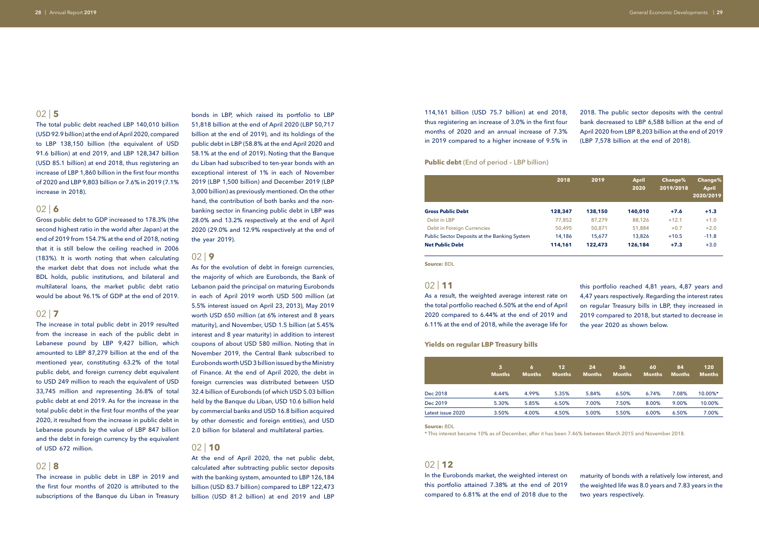## 02 | 5

The total public debt reached LBP 140,010 billion (USD 92.9 billion) at the end of April 2020, compared to LBP 138,150 billion (the equivalent of USD 91.6 billion) at end 2019, and LBP 128,347 billion (USD 85.1 billion) at end 2018, thus registering an increase of LBP 1,860 billion in the first four months of 2020 and LBP 9,803 billion or 7.6% in 2019 (7.1% increase in 2018).

## 02 | 6

Gross public debt to GDP increased to 178.3% (the second highest ratio in the world after Japan) at the end of 2019 from 154.7% at the end of 2018, noting that it is still below the ceiling reached in 2006 (183%). It is worth noting that when calculating the market debt that does not include what the BDL holds, public institutions, and bilateral and multilateral loans, the market public debt ratio would be about 96.1% of GDP at the end of 2019.

## 02 | 7

The increase in total public debt in 2019 resulted from the increase in each of the public debt in Lebanese pound by LBP 9,427 billion, which amounted to LBP 87,279 billion at the end of the mentioned year, constituting 63.2% of the total public debt, and foreign currency debt equivalent to USD 249 million to reach the equivalent of USD 33,745 million and representing 36.8% of total public debt at end 2019. As for the increase in the total public debt in the first four months of the year 2020, it resulted from the increase in public debt in Lebanese pounds by the value of LBP 847 billion and the debt in foreign currency by the equivalent of USD 672 million.

## 02 | 8

The increase in public debt in LBP in 2019 and the first four months of 2020 is attributed to the subscriptions of the Banque du Liban in Treasury bonds in LBP, which raised its portfolio to LBP 51,818 billion at the end of April 2020 (LBP 50,717 billion at the end of 2019), and its holdings of the public debt in LBP (58.8% at the end April 2020 and 58.1% at the end of 2019). Noting that the Banque du Liban had subscribed to ten-year bonds with an exceptional interest of 1% in each of November 2019 (LBP 1,500 billion) and December 2019 (LBP 3,000 billion) as previously mentioned. On the other hand, the contribution of both banks and the non-banking sector in financing public debt in LBP was 28.0% and 13.2% respectively at the end of April 2020 (29.0% and 12.9% respectively at the end of the year 2019).

## 02 | 9

As for the evolution of debt in foreign currencies, the majority of which are Eurobonds, the Bank of Lebanon paid the principal on maturing Eurobonds in each of April 2019 worth USD 500 million (at 5.5% interest issued on April 23, 2013), May 2019 worth USD 650 million (at 6% interest and 8 years maturity), and November, USD 1.5 billion (at 5.45% interest and 8 year maturity) in addition to interest coupons of about USD 580 million. Noting that in November 2019, the Central Bank subscribed to Eurobonds worth USD 3 billion issued by the Ministry of Finance. At the end of April 2020, the debt in foreign currencies was distributed between USD 32.4 billion of Eurobonds (of which USD 5.03 billion held by the Banque du Liban, USD 10.6 billion held by commercial banks and USD 16.8 billion acquired by other domestic and foreign entities), and USD 2.0 billion for bilateral and multilateral parties.

## 02 | 10

At the end of April 2020, the net public debt, calculated after subtracting public sector deposits with the banking system, amounted to LBP 126,184 billion (USD 83.7 billion) compared to LBP 122,473 billion (USD 81.2 billion) at end 2019 and LBP 114,161 billion (USD 75.7 billion) at end 2018, thus registering an increase of 3.0% in the first four months of 2020 and an annual increase of 7.3% in 2019 compared to a higher increase of 9.5% in 2018. The public sector deposits with the central bank decreased to LBP 6,588 billion at the end of April 2020 from LBP 8,203 billion at the end of 2019 (LBP 7,578 billion at the end of 2018).

**Public debt** (End of period – LBP billion)

| | 2018 | 2019 | April 2020 | Change% 2019/2018 | Change% April 2020/2019 |
|---|---|---|---|---|---|
| **Gross Public Debt** | **128,347** | **138,150** | **140,010** | **+7.6** | **+1.3** |
| Debt in LBP | 77,852 | 87,279 | 88,126 | +12.1 | +1.0 |
| Debt in Foreign Currencies | 50,495 | 50,871 | 51,884 | +0.7 | +2.0 |
| Public Sector Deposits at the Banking System | 14,186 | 15,677 | 13,826 | +10.5 | -11.8 |
| **Net Public Debt** | **114,161** | **122,473** | **126,184** | **+7.3** | +3.0 |

**Source:** BDL

## 02 | 11

As a result, the weighted average interest rate on the total portfolio reached 6.50% at the end of April 2020 compared to 6.44% at the end of 2019 and 6.11% at the end of 2018, while the average life for this portfolio reached 4,81 years, 4,87 years and 4,47 years respectively. Regarding the interest rates on regular Treasury bills in LBP, they increased in 2019 compared to 2018, but started to decrease in the year 2020 as shown below.

**Yields on regular LBP Treasury bills**

| | 3 Months | 6 Months | 12 Months | 24 Months | 36 Months | 60 Months | 84 Months | 120 Months |
|---|---|---|---|---|---|---|---|---|
| Dec 2018 | 4.44% | 4.99% | 5.35% | 5.84% | 6.50% | 6.74% | 7.08% | 10.00%* |
| Dec 2019 | 5.30% | 5.85% | 6.50% | 7.00% | 7.50% | 8.00% | 9.00% | 10.00% |
| Latest issue 2020 | 3.50% | 4.00% | 4.50% | 5.00% | 5.50% | 6.00% | 6.50% | 7.00% |

**Source:** BDL

* This interest became 10% as of December, after it has been 7.46% between March 2015 and November 2018.

## 02 | 12

In the Eurobonds market, the weighted interest on this portfolio attained 7.38% at the end of 2019 compared to 6.81% at the end of 2018 due to the maturity of bonds with a relatively low interest, and the weighted life was 8.0 years and 7.83 years in the two years respectively.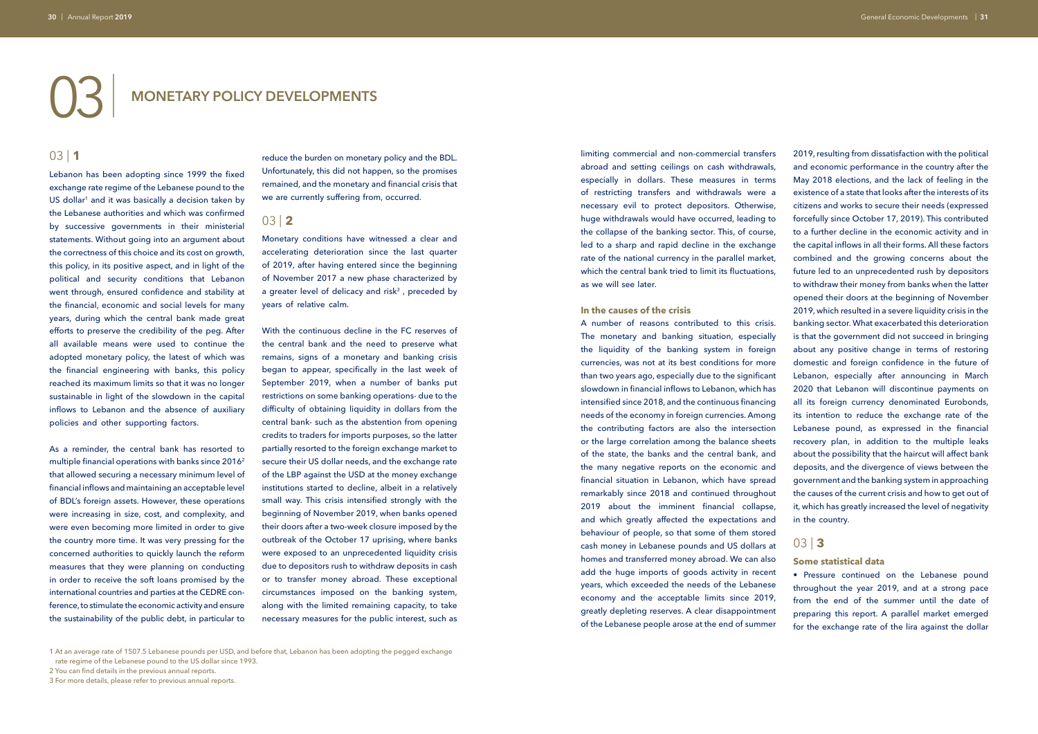# 03 | MONETARY POLICY DEVELOPMENTS

## 03 | 1

Lebanon has been adopting since 1999 the fixed exchange rate regime of the Lebanese pound to the US dollar[1] and it was basically a decision taken by the Lebanese authorities and which was confirmed by successive governments in their ministerial statements. Without going into an argument about the correctness of this choice and its cost on growth, this policy, in its positive aspect, and in light of the political and security conditions that Lebanon went through, ensured confidence and stability at the financial, economic and social levels for many years, during which the central bank made great efforts to preserve the credibility of the peg. After all available means were used to continue the adopted monetary policy, the latest of which was the financial engineering with banks, this policy reached its maximum limits so that it was no longer sustainable in light of the slowdown in the capital inflows to Lebanon and the absence of auxiliary policies and other supporting factors.

As a reminder, the central bank has resorted to multiple financial operations with banks since 2016[2] that allowed securing a necessary minimum level of financial inflows and maintaining an acceptable level of BDL's foreign assets. However, these operations were increasing in size, cost, and complexity, and were even becoming more limited in order to give the country more time. It was very pressing for the concerned authorities to quickly launch the reform measures that they were planning on conducting in order to receive the soft loans promised by the international countries and parties at the CEDRE conference, to stimulate the economic activity and ensure the sustainability of the public debt, in particular to reduce the burden on monetary policy and the BDL. Unfortunately, this did not happen, so the promises remained, and the monetary and financial crisis that we are currently suffering from, occurred.

## 03 | 2

Monetary conditions have witnessed a clear and accelerating deterioration since the last quarter of 2019, after having entered since the beginning of November 2017 a new phase characterized by a greater level of delicacy and risk[3] , preceded by years of relative calm.

With the continuous decline in the FC reserves of the central bank and the need to preserve what remains, signs of a monetary and banking crisis began to appear, specifically in the last week of September 2019, when a number of banks put restrictions on some banking operations- due to the difficulty of obtaining liquidity in dollars from the central bank- such as the abstention from opening credits to traders for imports purposes, so the latter partially resorted to the foreign exchange market to secure their US dollar needs, and the exchange rate of the LBP against the USD at the money exchange institutions started to decline, albeit in a relatively small way. This crisis intensified strongly with the beginning of November 2019, when banks opened their doors after a two-week closure imposed by the outbreak of the October 17 uprising, where banks were exposed to an unprecedented liquidity crisis due to depositors rush to withdraw deposits in cash or to transfer money abroad. These exceptional circumstances imposed on the banking system, along with the limited remaining capacity, to take necessary measures for the public interest, such as limiting commercial and non-commercial transfers abroad and setting ceilings on cash withdrawals, especially in dollars. These measures in terms of restricting transfers and withdrawals were a necessary evil to protect depositors. Otherwise, huge withdrawals would have occurred, leading to the collapse of the banking sector. This, of course, led to a sharp and rapid decline in the exchange rate of the national currency in the parallel market, which the central bank tried to limit its fluctuations, as we will see later.

### In the causes of the crisis

A number of reasons contributed to this crisis. The monetary and banking situation, especially the liquidity of the banking system in foreign currencies, was not at its best conditions for more than two years ago, especially due to the significant slowdown in financial inflows to Lebanon, which has intensified since 2018, and the continuous financing needs of the economy in foreign currencies. Among the contributing factors are also the intersection or the large correlation among the balance sheets of the state, the banks and the central bank, and the many negative reports on the economic and financial situation in Lebanon, which have spread remarkably since 2018 and continued throughout 2019 about the imminent financial collapse, and which greatly affected the expectations and behaviour of people, so that some of them stored cash money in Lebanese pounds and US dollars at homes and transferred money abroad. We can also add the huge imports of goods activity in recent years, which exceeded the needs of the Lebanese economy and the acceptable limits since 2019, greatly depleting reserves. A clear disappointment of the Lebanese people arose at the end of summer 2019, resulting from dissatisfaction with the political and economic performance in the country after the May 2018 elections, and the lack of feeling in the existence of a state that looks after the interests of its citizens and works to secure their needs (expressed forcefully since October 17, 2019). This contributed to a further decline in the economic activity and in the capital inflows in all their forms. All these factors combined and the growing concerns about the future led to an unprecedented rush by depositors to withdraw their money from banks when the latter opened their doors at the beginning of November 2019, which resulted in a severe liquidity crisis in the banking sector. What exacerbated this deterioration is that the government did not succeed in bringing about any positive change in terms of restoring domestic and foreign confidence in the future of Lebanon, especially after announcing in March 2020 that Lebanon will discontinue payments on all its foreign currency denominated Eurobonds, its intention to reduce the exchange rate of the Lebanese pound, as expressed in the financial recovery plan, in addition to the multiple leaks about the possibility that the haircut will affect bank deposits, and the divergence of views between the government and the banking system in approaching the causes of the current crisis and how to get out of it, which has greatly increased the level of negativity in the country.

## 03 | 3

### Some statistical data

- Pressure continued on the Lebanese pound throughout the year 2019, and at a strong pace from the end of the summer until the date of preparing this report. A parallel market emerged for the exchange rate of the lira against the dollar

---

1 At an average rate of 1507.5 Lebanese pounds per USD, and before that, Lebanon has been adopting the pegged exchange rate regime of the Lebanese pound to the US dollar since 1993.

2 You can find details in the previous annual reports.

3 For more details, please refer to previous annual reports.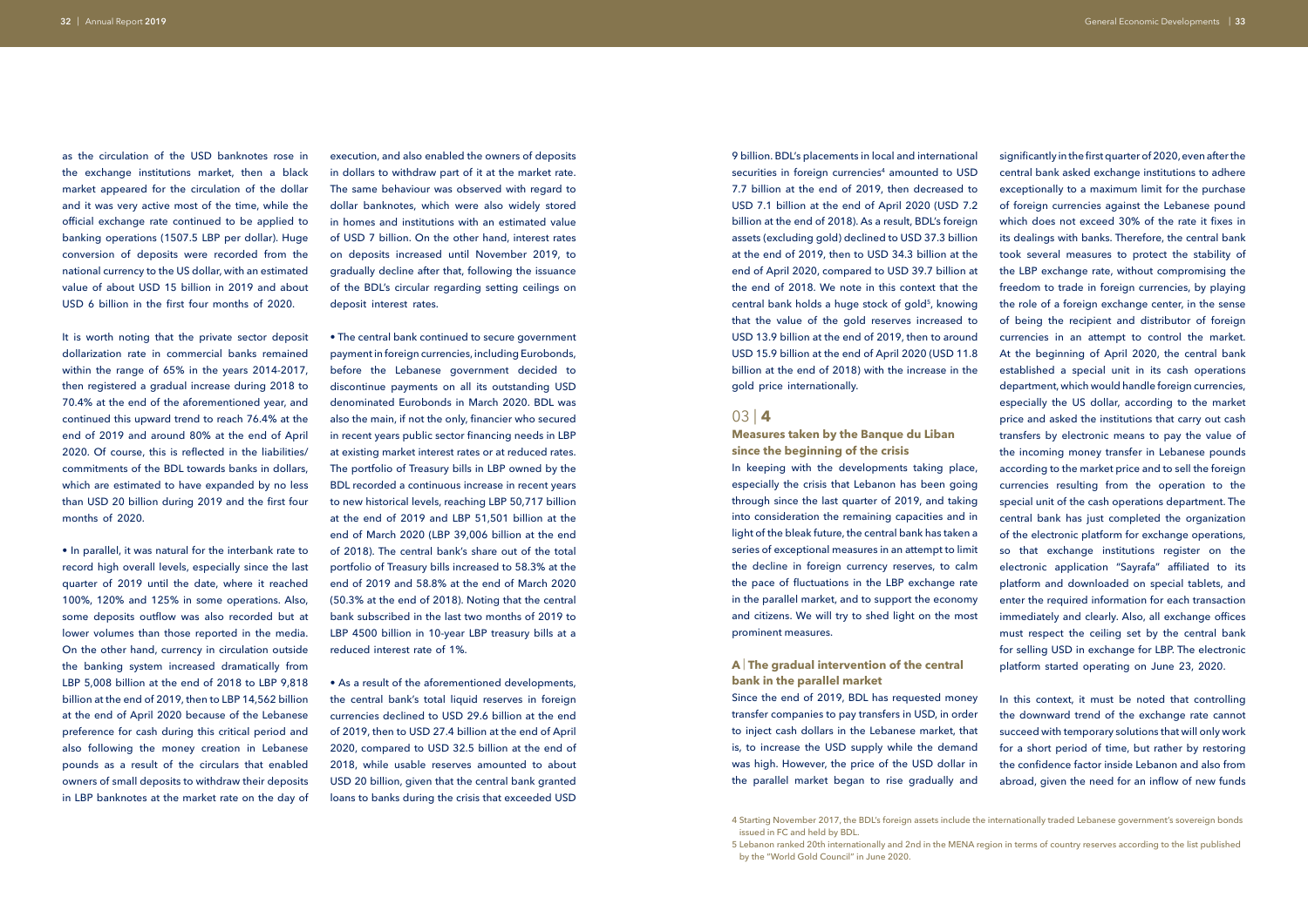as the circulation of the USD banknotes rose in the exchange institutions market, then a black market appeared for the circulation of the dollar and it was very active most of the time, while the official exchange rate continued to be applied to banking operations (1507.5 LBP per dollar). Huge conversion of deposits were recorded from the national currency to the US dollar, with an estimated value of about USD 15 billion in 2019 and about USD 6 billion in the first four months of 2020.

It is worth noting that the private sector deposit dollarization rate in commercial banks remained within the range of 65% in the years 2014-2017, then registered a gradual increase during 2018 to 70.4% at the end of the aforementioned year, and continued this upward trend to reach 76.4% at the end of 2019 and around 80% at the end of April 2020. Of course, this is reflected in the liabilities/commitments of the BDL towards banks in dollars, which are estimated to have expanded by no less than USD 20 billion during 2019 and the first four months of 2020.

• In parallel, it was natural for the interbank rate to record high overall levels, especially since the last quarter of 2019 until the date, where it reached 100%, 120% and 125% in some operations. Also, some deposits outflow was also recorded but at lower volumes than those reported in the media. On the other hand, currency in circulation outside the banking system increased dramatically from LBP 5,008 billion at the end of 2018 to LBP 9,818 billion at the end of 2019, then to LBP 14,562 billion at the end of April 2020 because of the Lebanese preference for cash during this critical period and also following the money creation in Lebanese pounds as a result of the circulars that enabled owners of small deposits to withdraw their deposits in LBP banknotes at the market rate on the day of execution, and also enabled the owners of deposits in dollars to withdraw part of it at the market rate. The same behaviour was observed with regard to dollar banknotes, which were also widely stored in homes and institutions with an estimated value of USD 7 billion. On the other hand, interest rates on deposits increased until November 2019, to gradually decline after that, following the issuance of the BDL's circular regarding setting ceilings on deposit interest rates.

• The central bank continued to secure government payment in foreign currencies, including Eurobonds, before the Lebanese government decided to discontinue payments on all its outstanding USD denominated Eurobonds in March 2020. BDL was also the main, if not the only, financier who secured in recent years public sector financing needs in LBP at existing market interest rates or at reduced rates. The portfolio of Treasury bills in LBP owned by the BDL recorded a continuous increase in recent years to new historical levels, reaching LBP 50,717 billion at the end of 2019 and LBP 51,501 billion at the end of March 2020 (LBP 39,006 billion at the end of 2018). The central bank's share out of the total portfolio of Treasury bills increased to 58.3% at the end of 2019 and 58.8% at the end of March 2020 (50.3% at the end of 2018). Noting that the central bank subscribed in the last two months of 2019 to LBP 4500 billion in 10-year LBP treasury bills at a reduced interest rate of 1%.

• As a result of the aforementioned developments, the central bank's total liquid reserves in foreign currencies declined to USD 29.6 billion at the end of 2019, then to USD 27.4 billion at the end of April 2020, compared to USD 32.5 billion at the end of 2018, while usable reserves amounted to about USD 20 billion, given that the central bank granted loans to banks during the crisis that exceeded USD 9 billion. BDL's placements in local and international securities in foreign currencies[4] amounted to USD 7.7 billion at the end of 2019, then decreased to USD 7.1 billion at the end of April 2020 (USD 7.2 billion at the end of 2018). As a result, BDL's foreign assets (excluding gold) declined to USD 37.3 billion at the end of 2019, then to USD 34.3 billion at the end of April 2020, compared to USD 39.7 billion at the end of 2018. We note in this context that the central bank holds a huge stock of gold[5], knowing that the value of the gold reserves increased to USD 13.9 billion at the end of 2019, then to around USD 15.9 billion at the end of April 2020 (USD 11.8 billion at the end of 2018) with the increase in the gold price internationally.

## 03 | 4

### Measures taken by the Banque du Liban since the beginning of the crisis

In keeping with the developments taking place, especially the crisis that Lebanon has been going through since the last quarter of 2019, and taking into consideration the remaining capacities and in light of the bleak future, the central bank has taken a series of exceptional measures in an attempt to limit the decline in foreign currency reserves, to calm the pace of fluctuations in the LBP exchange rate in the parallel market, and to support the economy and citizens. We will try to shed light on the most prominent measures.

#### A | The gradual intervention of the central bank in the parallel market

Since the end of 2019, BDL has requested money transfer companies to pay transfers in USD, in order to inject cash dollars in the Lebanese market, that is, to increase the USD supply while the demand was high. However, the price of the USD dollar in the parallel market began to rise gradually and significantly in the first quarter of 2020, even after the central bank asked exchange institutions to adhere exceptionally to a maximum limit for the purchase of foreign currencies against the Lebanese pound which does not exceed 30% of the rate it fixes in its dealings with banks. Therefore, the central bank took several measures to protect the stability of the LBP exchange rate, without compromising the freedom to trade in foreign currencies, by playing the role of a foreign exchange center, in the sense of being the recipient and distributor of foreign currencies in an attempt to control the market. At the beginning of April 2020, the central bank established a special unit in its cash operations department, which would handle foreign currencies, especially the US dollar, according to the market price and asked the institutions that carry out cash transfers by electronic means to pay the value of the incoming money transfer in Lebanese pounds according to the market price and to sell the foreign currencies resulting from the operation to the special unit of the cash operations department. The central bank has just completed the organization of the electronic platform for exchange operations, so that exchange institutions register on the electronic application "Sayrafa" affiliated to its platform and downloaded on special tablets, and enter the required information for each transaction immediately and clearly. Also, all exchange offices must respect the ceiling set by the central bank for selling USD in exchange for LBP. The electronic platform started operating on June 23, 2020.

In this context, it must be noted that controlling the downward trend of the exchange rate cannot succeed with temporary solutions that will only work for a short period of time, but rather by restoring the confidence factor inside Lebanon and also from abroad, given the need for an inflow of new funds

4 Starting November 2017, the BDL's foreign assets include the internationally traded Lebanese government's sovereign bonds issued in FC and held by BDL.

5 Lebanon ranked 20th internationally and 2nd in the MENA region in terms of country reserves according to the list published by the "World Gold Council" in June 2020.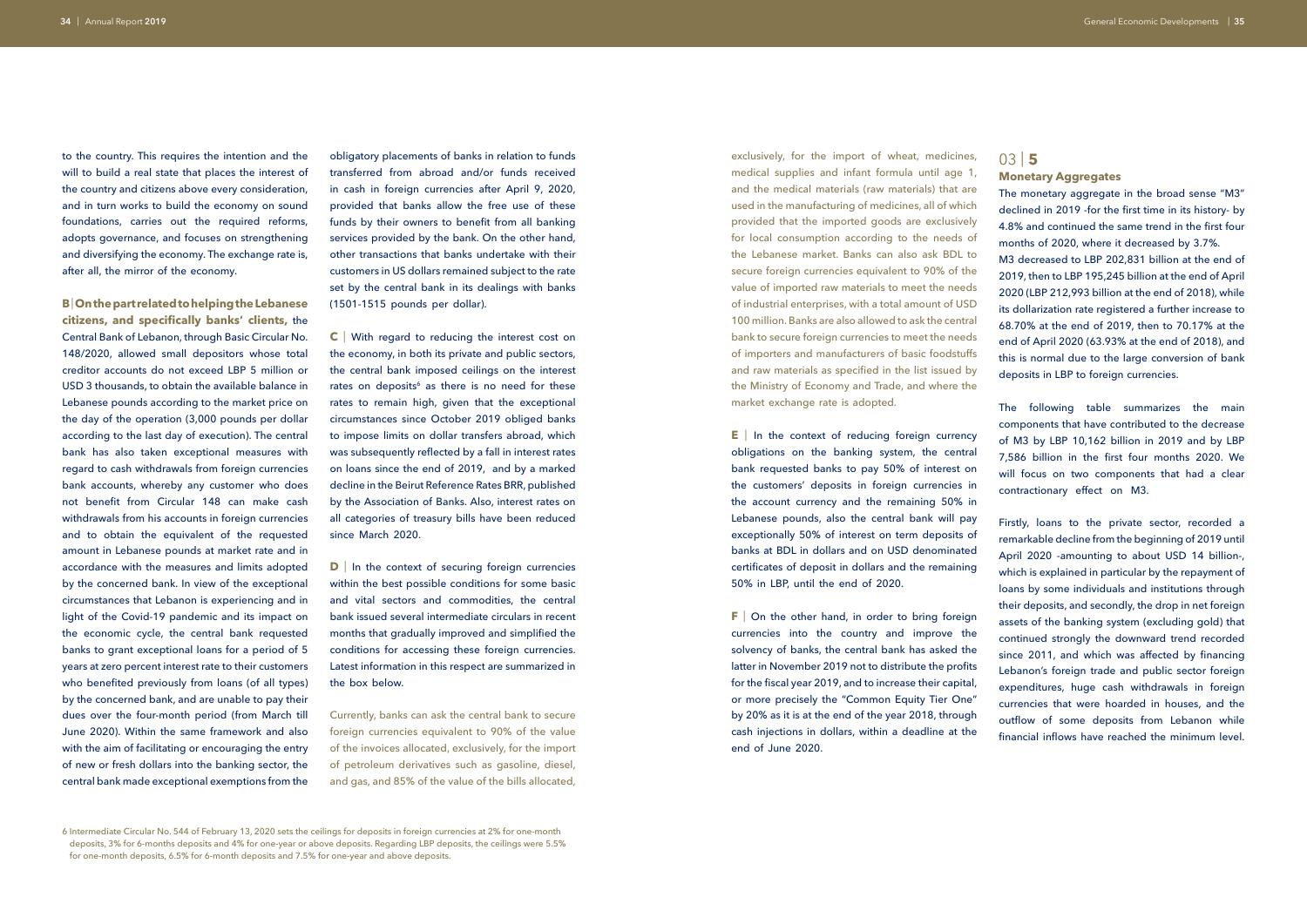to the country. This requires the intention and the will to build a real state that places the interest of the country and citizens above every consideration, and in turn works to build the economy on sound foundations, carries out the required reforms, adopts governance, and focuses on strengthening and diversifying the economy. The exchange rate is, after all, the mirror of the economy.

**B | On the part related to helping the Lebanese citizens, and specifically banks' clients,** the Central Bank of Lebanon, through Basic Circular No. 148/2020, allowed small depositors whose total creditor accounts do not exceed LBP 5 million or USD 3 thousands, to obtain the available balance in Lebanese pounds according to the market price on the day of the operation (3,000 pounds per dollar according to the last day of execution). The central bank has also taken exceptional measures with regard to cash withdrawals from foreign currencies bank accounts, whereby any customer who does not benefit from Circular 148 can make cash withdrawals from his accounts in foreign currencies and to obtain the equivalent of the requested amount in Lebanese pounds at market rate and in accordance with the measures and limits adopted by the concerned bank. In view of the exceptional circumstances that Lebanon is experiencing and in light of the Covid-19 pandemic and its impact on the economic cycle, the central bank requested banks to grant exceptional loans for a period of 5 years at zero percent interest rate to their customers who benefited previously from loans (of all types) by the concerned bank, and are unable to pay their dues over the four-month period (from March till June 2020). Within the same framework and also with the aim of facilitating or encouraging the entry of new or fresh dollars into the banking sector, the central bank made exceptional exemptions from the obligatory placements of banks in relation to funds transferred from abroad and/or funds received in cash in foreign currencies after April 9, 2020, provided that banks allow the free use of these funds by their owners to benefit from all banking services provided by the bank. On the other hand, other transactions that banks undertake with their customers in US dollars remained subject to the rate set by the central bank in its dealings with banks (1501-1515 pounds per dollar).

**C |** With regard to reducing the interest cost on the economy, in both its private and public sectors, the central bank imposed ceilings on the interest rates on deposits[6] as there is no need for these rates to remain high, given that the exceptional circumstances since October 2019 obliged banks to impose limits on dollar transfers abroad, which was subsequently reflected by a fall in interest rates on loans since the end of 2019, and by a marked decline in the Beirut Reference Rates BRR, published by the Association of Banks. Also, interest rates on all categories of treasury bills have been reduced since March 2020.

**D |** In the context of securing foreign currencies within the best possible conditions for some basic and vital sectors and commodities, the central bank issued several intermediate circulars in recent months that gradually improved and simplified the conditions for accessing these foreign currencies. Latest information in this respect are summarized in the box below.

Currently, banks can ask the central bank to secure foreign currencies equivalent to 90% of the value of the invoices allocated, exclusively, for the import of petroleum derivatives such as gasoline, diesel, and gas, and 85% of the value of the bills allocated, exclusively, for the import of wheat, medicines, medical supplies and infant formula until age 1, and the medical materials (raw materials) that are used in the manufacturing of medicines, all of which provided that the imported goods are exclusively for local consumption according to the needs of the Lebanese market. Banks can also ask BDL to secure foreign currencies equivalent to 90% of the value of imported raw materials to meet the needs of industrial enterprises, with a total amount of USD 100 million. Banks are also allowed to ask the central bank to secure foreign currencies to meet the needs of importers and manufacturers of basic foodstuffs and raw materials as specified in the list issued by the Ministry of Economy and Trade, and where the market exchange rate is adopted.

**E |** In the context of reducing foreign currency obligations on the banking system, the central bank requested banks to pay 50% of interest on the customers' deposits in foreign currencies in the account currency and the remaining 50% in Lebanese pounds, also the central bank will pay exceptionally 50% of interest on term deposits of banks at BDL in dollars and on USD denominated certificates of deposit in dollars and the remaining 50% in LBP, until the end of 2020.

**F |** On the other hand, in order to bring foreign currencies into the country and improve the solvency of banks, the central bank has asked the latter in November 2019 not to distribute the profits for the fiscal year 2019, and to increase their capital, or more precisely the "Common Equity Tier One" by 20% as it is at the end of the year 2018, through cash injections in dollars, within a deadline at the end of June 2020.

## 03 | 5 Monetary Aggregates

The monetary aggregate in the broad sense "M3" declined in 2019 -for the first time in its history- by 4.8% and continued the same trend in the first four months of 2020, where it decreased by 3.7%. M3 decreased to LBP 202,831 billion at the end of 2019, then to LBP 195,245 billion at the end of April 2020 (LBP 212,993 billion at the end of 2018), while its dollarization rate registered a further increase to 68.70% at the end of 2019, then to 70.17% at the end of April 2020 (63.93% at the end of 2018), and this is normal due to the large conversion of bank deposits in LBP to foreign currencies.

The following table summarizes the main components that have contributed to the decrease of M3 by LBP 10,162 billion in 2019 and by LBP 7,586 billion in the first four months 2020. We will focus on two components that had a clear contractionary effect on M3.

Firstly, loans to the private sector, recorded a remarkable decline from the beginning of 2019 until April 2020 -amounting to about USD 14 billion-, which is explained in particular by the repayment of loans by some individuals and institutions through their deposits, and secondly, the drop in net foreign assets of the banking system (excluding gold) that continued strongly the downward trend recorded since 2011, and which was affected by financing Lebanon's foreign trade and public sector foreign expenditures, huge cash withdrawals in foreign currencies that were hoarded in houses, and the outflow of some deposits from Lebanon while financial inflows have reached the minimum level.

6 Intermediate Circular No. 544 of February 13, 2020 sets the ceilings for deposits in foreign currencies at 2% for one-month deposits, 3% for 6-months deposits and 4% for one-year or above deposits. Regarding LBP deposits, the ceilings were 5.5% for one-month deposits, 6.5% for 6-month deposits and 7.5% for one-year and above deposits.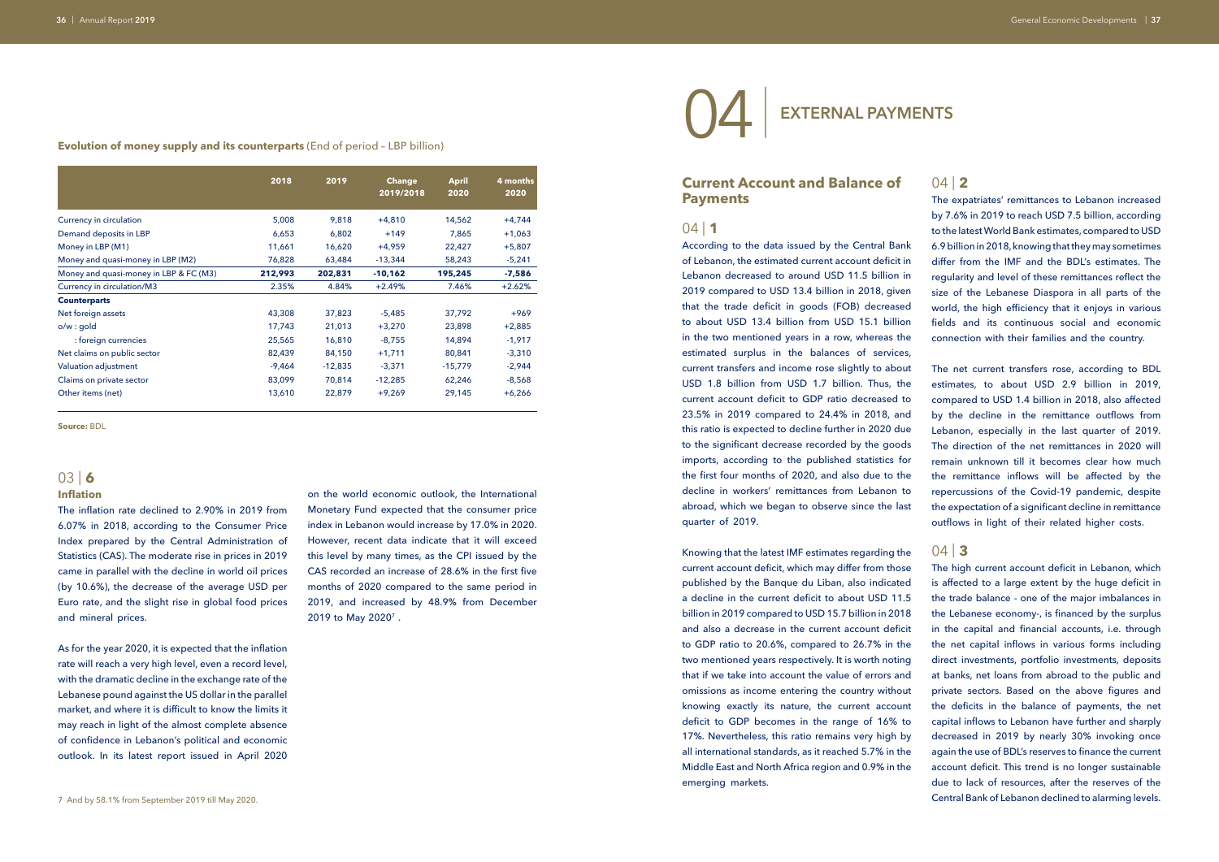**Evolution of money supply and its counterparts** (End of period – LBP billion)

| | 2018 | 2019 | Change 2019/2018 | April 2020 | 4 months 2020 |
|---|---|---|---|---|---|
| Currency in circulation | 5,008 | 9,818 | +4,810 | 14,562 | +4,744 |
| Demand deposits in LBP | 6,653 | 6,802 | +149 | 7,865 | +1,063 |
| Money in LBP (M1) | 11,661 | 16,620 | +4,959 | 22,427 | +5,807 |
| Money and quasi-money in LBP (M2) | 76,828 | 63,484 | -13,344 | 58,243 | -5,241 |
| **Money and quasi-money in LBP & FC (M3)** | **212,993** | **202,831** | **-10,162** | **195,245** | **-7,586** |
| Currency in circulation/M3 | 2.35% | 4.84% | +2.49% | 7.46% | +2.62% |
| **Counterparts** | | | | | |
| Net foreign assets | 43,308 | 37,823 | -5,485 | 37,792 | +969 |
| o/w : gold | 17,743 | 21,013 | +3,270 | 23,898 | +2,885 |
| : foreign currencies | 25,565 | 16,810 | -8,755 | 14,894 | -1,917 |
| Net claims on public sector | 82,439 | 84,150 | +1,711 | 80,841 | -3,310 |
| Valuation adjustment | -9,464 | -12,835 | -3,371 | -15,779 | -2,944 |
| Claims on private sector | 83,099 | 70,814 | -12,285 | 62,246 | -8,568 |
| Other items (net) | 13,610 | 22,879 | +9,269 | 29,145 | +6,266 |

**Source:** BDL

## 03 | 6

### Inflation

The inflation rate declined to 2.90% in 2019 from 6.07% in 2018, according to the Consumer Price Index prepared by the Central Administration of Statistics (CAS). The moderate rise in prices in 2019 came in parallel with the decline in world oil prices (by 10.6%), the decrease of the average USD per Euro rate, and the slight rise in global food prices and mineral prices.

As for the year 2020, it is expected that the inflation rate will reach a very high level, even a record level, with the dramatic decline in the exchange rate of the Lebanese pound against the US dollar in the parallel market, and where it is difficult to know the limits it may reach in light of the almost complete absence of confidence in Lebanon's political and economic outlook. In its latest report issued in April 2020 on the world economic outlook, the International Monetary Fund expected that the consumer price index in Lebanon would increase by 17.0% in 2020. However, recent data indicate that it will exceed this level by many times, as the CPI issued by the CAS recorded an increase of 28.6% in the first five months of 2020 compared to the same period in 2019, and increased by 48.9% from December 2019 to May 2020[7] .

[7] And by 58.1% from September 2019 till May 2020.

# 04 | EXTERNAL PAYMENTS

## Current Account and Balance of Payments

### 04 | 1

According to the data issued by the Central Bank of Lebanon, the estimated current account deficit in Lebanon decreased to around USD 11.5 billion in 2019 compared to USD 13.4 billion in 2018, given that the trade deficit in goods (FOB) decreased to about USD 13.4 billion from USD 15.1 billion in the two mentioned years in a row, whereas the estimated surplus in the balances of services, current transfers and income rose slightly to about USD 1.8 billion from USD 1.7 billion. Thus, the current account deficit to GDP ratio decreased to 23.5% in 2019 compared to 24.4% in 2018, and this ratio is expected to decline further in 2020 due to the significant decrease recorded by the goods imports, according to the published statistics for the first four months of 2020, and also due to the decline in workers' remittances from Lebanon to abroad, which we began to observe since the last quarter of 2019.

Knowing that the latest IMF estimates regarding the current account deficit, which may differ from those published by the Banque du Liban, also indicated a decline in the current deficit to about USD 11.5 billion in 2019 compared to USD 15.7 billion in 2018 and also a decrease in the current account deficit to GDP ratio to 20.6%, compared to 26.7% in the two mentioned years respectively. It is worth noting that if we take into account the value of errors and omissions as income entering the country without knowing exactly its nature, the current account deficit to GDP becomes in the range of 16% to 17%. Nevertheless, this ratio remains very high by all international standards, as it reached 5.7% in the Middle East and North Africa region and 0.9% in the emerging markets.

### 04 | 2

The expatriates' remittances to Lebanon increased by 7.6% in 2019 to reach USD 7.5 billion, according to the latest World Bank estimates, compared to USD 6.9 billion in 2018, knowing that they may sometimes differ from the IMF and the BDL's estimates. The regularity and level of these remittances reflect the size of the Lebanese Diaspora in all parts of the world, the high efficiency that it enjoys in various fields and its continuous social and economic connection with their families and the country.

The net current transfers rose, according to BDL estimates, to about USD 2.9 billion in 2019, compared to USD 1.4 billion in 2018, also affected by the decline in the remittance outflows from Lebanon, especially in the last quarter of 2019. The direction of the net remittances in 2020 will remain unknown till it becomes clear how much the remittance inflows will be affected by the repercussions of the Covid-19 pandemic, despite the expectation of a significant decline in remittance outflows in light of their related higher costs.

### 04 | 3

The high current account deficit in Lebanon, which is affected to a large extent by the huge deficit in the trade balance - one of the major imbalances in the Lebanese economy-, is financed by the surplus in the capital and financial accounts, i.e. through the net capital inflows in various forms including direct investments, portfolio investments, deposits at banks, net loans from abroad to the public and private sectors. Based on the above figures and the deficits in the balance of payments, the net capital inflows to Lebanon have further and sharply decreased in 2019 by nearly 30% invoking once again the use of BDL's reserves to finance the current account deficit. This trend is no longer sustainable due to lack of resources, after the reserves of the Central Bank of Lebanon declined to alarming levels.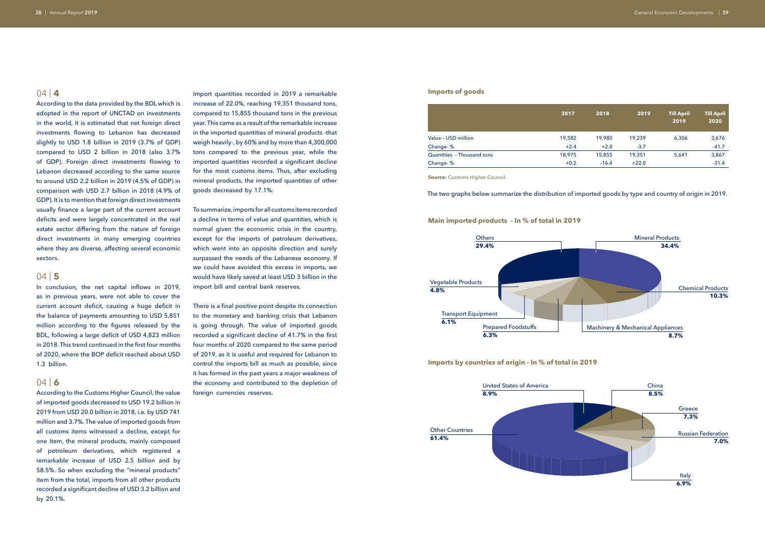## 04 | 4

According to the data provided by the BDL which is adopted in the report of UNCTAD on investments in the world, it is estimated that net foreign direct investments flowing to Lebanon has decreased slightly to USD 1.8 billion in 2019 (3.7% of GDP) compared to USD 2 billion in 2018 (also 3.7% of GDP). Foreign direct investments flowing to Lebanon decreased according to the same source to around USD 2.2 billion in 2019 (4.5% of GDP) in comparison with USD 2.7 billion in 2018 (4.9% of GDP). It is to mention that foreign direct investments usually finance a large part of the current account deficits and were largely concentrated in the real estate sector differing from the nature of foreign direct investments in many emerging countries where they are diverse, affecting several economic sectors.

## 04 | 5

In conclusion, the net capital inflows in 2019, as in previous years, were not able to cover the current account deficit, causing a huge deficit in the balance of payments amounting to USD 5,851 million according to the figures released by the BDL, following a large deficit of USD 4,823 million in 2018. This trend continued in the first four months of 2020, where the BOP deficit reached about USD 1.3 billion.

## 04 | 6

According to the Customs Higher Council, the value of imported goods decreased to USD 19.2 billion in 2019 from USD 20.0 billion in 2018, i.e. by USD 741 million and 3.7%. The value of imported goods from all customs items witnessed a decline, except for one item, the mineral products, mainly composed of petroleum derivatives, which registered a remarkable increase of USD 2.5 billion and by 58.5%. So when excluding the "mineral products" item from the total, imports from all other products recorded a significant decline of USD 3.2 billion and by 20.1%.

Import quantities recorded in 2019 a remarkable increase of 22.0%, reaching 19,351 thousand tons, compared to 15,855 thousand tons in the previous year. This came as a result of the remarkable increase in the imported quantities of mineral products -that weigh heavily-, by 60% and by more than 4,300,000 tons compared to the previous year, while the imported quantities recorded a significant decline for the most customs items. Thus, after excluding mineral products, the imported quantities of other goods decreased by 17.1%.

To summarize, imports for all customs items recorded a decline in terms of value and quantities, which is normal given the economic crisis in the country, except for the imports of petroleum derivatives, which went into an opposite direction and surely surpassed the needs of the Lebanese economy. If we could have avoided this excess in imports, we would have likely saved at least USD 3 billion in the import bill and central bank reserves.

There is a final positive point despite its connection to the monetary and banking crisis that Lebanon is going through. The value of imported goods recorded a significant decline of 41.7% in the first four months of 2020 compared to the same period of 2019, as it is useful and required for Lebanon to control the imports bill as much as possible, since it has formed in the past years a major weakness of the economy and contributed to the depletion of foreign currencies reserves.

### Imports of goods

| | 2017 | 2018 | 2019 | Till April 2019 | Till April 2020 |
|---|---|---|---|---|---|
| Value - USD million | 19,582 | 19,980 | 19,239 | 6,306 | 3,676 |
| Change- % | +2.4 | +2.0 | -3.7 | | -41.7 |
| Quantities - Thousand tons | 18,975 | 15,855 | 19,351 | 5,641 | 3,867 |
| Change- % | +0.2 | -16.4 | +22.0 | | -31.4 |

**Source:** Customs Higher Council.

The two graphs below summarize the distribution of imported goods by type and country of origin in 2019.

### Main imported products - In % of total in 2019

| Product | % |
|---|---|
| Mineral Products | 34.4% |
| Chemical Products | 10.3% |
| Machinery & Mechanical Appliances | 8.7% |
| Prepared Foodstuffs | 6.3% |
| Transport Equipment | 6.1% |
| Vegetable Products | 4.8% |
| Others | 29.4% |

### Imports by countries of origin - In % of total in 2019

| Country | % |
|---|---|
| United States of America | 8.9% |
| China | 8.5% |
| Greece | 7.3% |
| Russian Federation | 7.0% |
| Italy | 6.9% |
| Other Countries | 61.4% |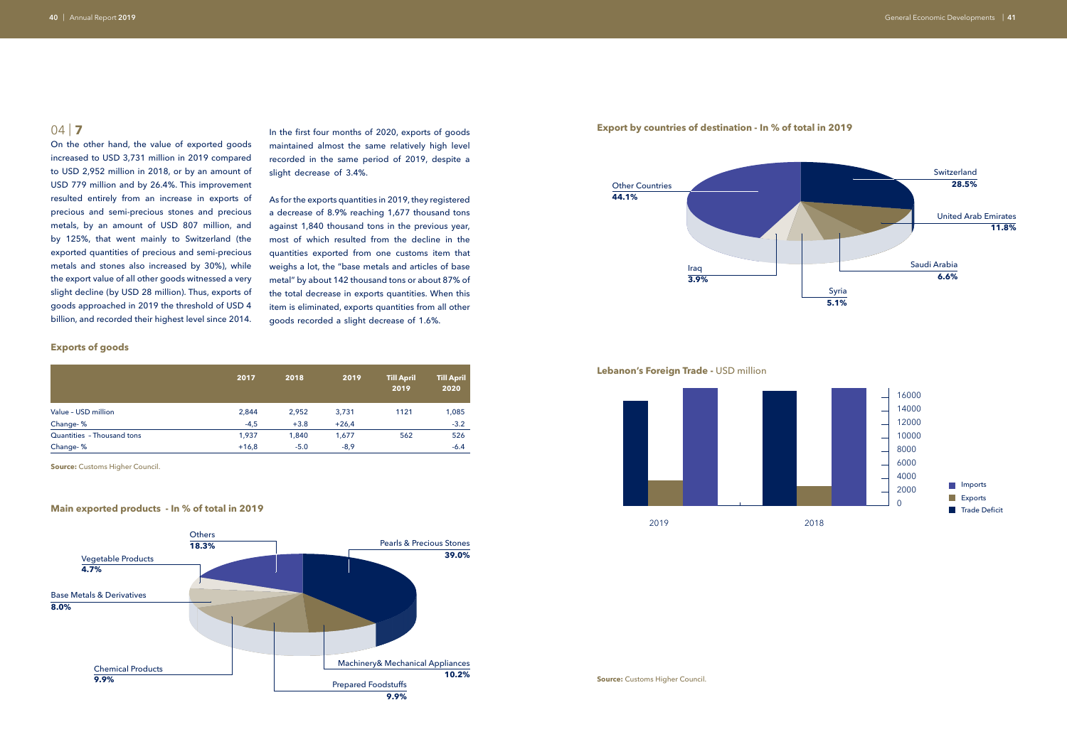## 04 | 7

On the other hand, the value of exported goods increased to USD 3,731 million in 2019 compared to USD 2,952 million in 2018, or by an amount of USD 779 million and by 26.4%. This improvement resulted entirely from an increase in exports of precious and semi-precious stones and precious metals, by an amount of USD 807 million, and by 125%, that went mainly to Switzerland (the exported quantities of precious and semi-precious metals and stones also increased by 30%), while the export value of all other goods witnessed a very slight decline (by USD 28 million). Thus, exports of goods approached in 2019 the threshold of USD 4 billion, and recorded their highest level since 2014.

In the first four months of 2020, exports of goods maintained almost the same relatively high level recorded in the same period of 2019, despite a slight decrease of 3.4%.

As for the exports quantities in 2019, they registered a decrease of 8.9% reaching 1,677 thousand tons against 1,840 thousand tons in the previous year, most of which resulted from the decline in the quantities exported from one customs item that weighs a lot, the "base metals and articles of base metal" by about 142 thousand tons or about 87% of the total decrease in exports quantities. When this item is eliminated, exports quantities from all other goods recorded a slight decrease of 1.6%.

### Exports of goods

| | 2017 | 2018 | 2019 | Till April 2019 | Till April 2020 |
|---|---|---|---|---|---|
| Value – USD million | 2,844 | 2,952 | 3,731 | 1121 | 1,085 |
| Change- % | -4,5 | +3.8 | +26,4 | | -3.2 |
| Quantities – Thousand tons | 1,937 | 1,840 | 1,677 | 562 | 526 |
| Change- % | +16,8 | -5.0 | -8,9 | | -6.4 |

**Source:** Customs Higher Council.

### Main exported products - In % of total in 2019

| Product | % |
|---|---|
| Pearls & Precious Stones | 39.0% |
| Machinery& Mechanical Appliances | 10.2% |
| Prepared Foodstuffs | 9.9% |
| Chemical Products | 9.9% |
| Base Metals & Derivatives | 8.0% |
| Vegetable Products | 4.7% |
| Others | 18.3% |

### Export by countries of destination - In % of total in 2019

| Country | % |
|---|---|
| Switzerland | 28.5% |
| United Arab Emirates | 11.8% |
| Saudi Arabia | 6.6% |
| Syria | 5.1% |
| Iraq | 3.9% |
| Other Countries | 44.1% |

### Lebanon's Foreign Trade - USD million

Legend: Imports, Exports, Trade Deficit

Axis: 0, 2000, 4000, 6000, 8000, 10000, 12000, 14000, 16000

Years: 2019, 2018

**Source:** Customs Higher Council.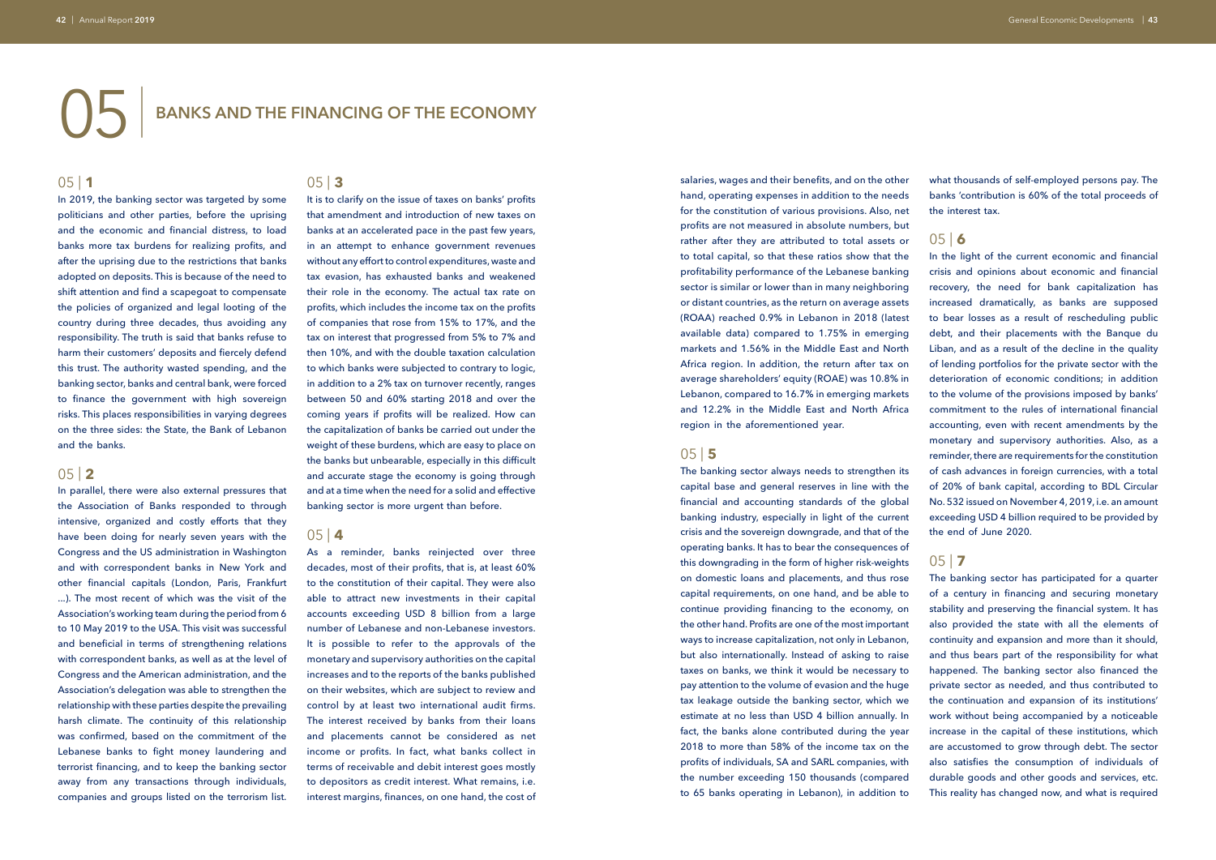# 05 BANKS AND THE FINANCING OF THE ECONOMY

## 05 | 1

In 2019, the banking sector was targeted by some politicians and other parties, before the uprising and the economic and financial distress, to load banks more tax burdens for realizing profits, and after the uprising due to the restrictions that banks adopted on deposits. This is because of the need to shift attention and find a scapegoat to compensate the policies of organized and legal looting of the country during three decades, thus avoiding any responsibility. The truth is said that banks refuse to harm their customers' deposits and fiercely defend this trust. The authority wasted spending, and the banking sector, banks and central bank, were forced to finance the government with high sovereign risks. This places responsibilities in varying degrees on the three sides: the State, the Bank of Lebanon and the banks.

## 05 | 2

In parallel, there were also external pressures that the Association of Banks responded to through intensive, organized and costly efforts that they have been doing for nearly seven years with the Congress and the US administration in Washington and with correspondent banks in New York and other financial capitals (London, Paris, Frankfurt ...). The most recent of which was the visit of the Association's working team during the period from 6 to 10 May 2019 to the USA. This visit was successful and beneficial in terms of strengthening relations with correspondent banks, as well as at the level of Congress and the American administration, and the Association's delegation was able to strengthen the relationship with these parties despite the prevailing harsh climate. The continuity of this relationship was confirmed, based on the commitment of the Lebanese banks to fight money laundering and terrorist financing, and to keep the banking sector away from any transactions through individuals, companies and groups listed on the terrorism list.

## 05 | 3

It is to clarify on the issue of taxes on banks' profits that amendment and introduction of new taxes on banks at an accelerated pace in the past few years, in an attempt to enhance government revenues without any effort to control expenditures, waste and tax evasion, has exhausted banks and weakened their role in the economy. The actual tax rate on profits, which includes the income tax on the profits of companies that rose from 15% to 17%, and the tax on interest that progressed from 5% to 7% and then 10%, and with the double taxation calculation to which banks were subjected to contrary to logic, in addition to a 2% tax on turnover recently, ranges between 50 and 60% starting 2018 and over the coming years if profits will be realized. How can the capitalization of banks be carried out under the weight of these burdens, which are easy to place on the banks but unbearable, especially in this difficult and accurate stage the economy is going through and at a time when the need for a solid and effective banking sector is more urgent than before.

## 05 | 4

As a reminder, banks reinjected over three decades, most of their profits, that is, at least 60% to the constitution of their capital. They were also able to attract new investments in their capital accounts exceeding USD 8 billion from a large number of Lebanese and non-Lebanese investors. It is possible to refer to the approvals of the monetary and supervisory authorities on the capital increases and to the reports of the banks published on their websites, which are subject to review and control by at least two international audit firms. The interest received by banks from their loans and placements cannot be considered as net income or profits. In fact, what banks collect in terms of receivable and debit interest goes mostly to depositors as credit interest. What remains, i.e. interest margins, finances, on one hand, the cost of salaries, wages and their benefits, and on the other hand, operating expenses in addition to the needs for the constitution of various provisions. Also, net profits are not measured in absolute numbers, but rather after they are attributed to total assets or to total capital, so that these ratios show that the profitability performance of the Lebanese banking sector is similar or lower than in many neighboring or distant countries, as the return on average assets (ROAA) reached 0.9% in Lebanon in 2018 (latest available data) compared to 1.75% in emerging markets and 1.56% in the Middle East and North Africa region. In addition, the return after tax on average shareholders' equity (ROAE) was 10.8% in Lebanon, compared to 16.7% in emerging markets and 12.2% in the Middle East and North Africa region in the aforementioned year.

## 05 | 5

The banking sector always needs to strengthen its capital base and general reserves in line with the financial and accounting standards of the global banking industry, especially in light of the current crisis and the sovereign downgrade, and that of the operating banks. It has to bear the consequences of this downgrading in the form of higher risk-weights on domestic loans and placements, and thus rose capital requirements, on one hand, and be able to continue providing financing to the economy, on the other hand. Profits are one of the most important ways to increase capitalization, not only in Lebanon, but also internationally. Instead of asking to raise taxes on banks, we think it would be necessary to pay attention to the volume of evasion and the huge tax leakage outside the banking sector, which we estimate at no less than USD 4 billion annually. In fact, the banks alone contributed during the year 2018 to more than 58% of the income tax on the profits of individuals, SA and SARL companies, with the number exceeding 150 thousands (compared to 65 banks operating in Lebanon), in addition to what thousands of self-employed persons pay. The banks 'contribution is 60% of the total proceeds of the interest tax.

## 05 | 6

In the light of the current economic and financial crisis and opinions about economic and financial recovery, the need for bank capitalization has increased dramatically, as banks are supposed to bear losses as a result of rescheduling public debt, and their placements with the Banque du Liban, and as a result of the decline in the quality of lending portfolios for the private sector with the deterioration of economic conditions; in addition to the volume of the provisions imposed by banks' commitment to the rules of international financial accounting, even with recent amendments by the monetary and supervisory authorities. Also, as a reminder, there are requirements for the constitution of cash advances in foreign currencies, with a total of 20% of bank capital, according to BDL Circular No. 532 issued on November 4, 2019, i.e. an amount exceeding USD 4 billion required to be provided by the end of June 2020.

## 05 | 7

The banking sector has participated for a quarter of a century in financing and securing monetary stability and preserving the financial system. It has also provided the state with all the elements of continuity and expansion and more than it should, and thus bears part of the responsibility for what happened. The banking sector also financed the private sector as needed, and thus contributed to the continuation and expansion of its institutions' work without being accompanied by a noticeable increase in the capital of these institutions, which are accustomed to grow through debt. The sector also satisfies the consumption of individuals of durable goods and other goods and services, etc. This reality has changed now, and what is required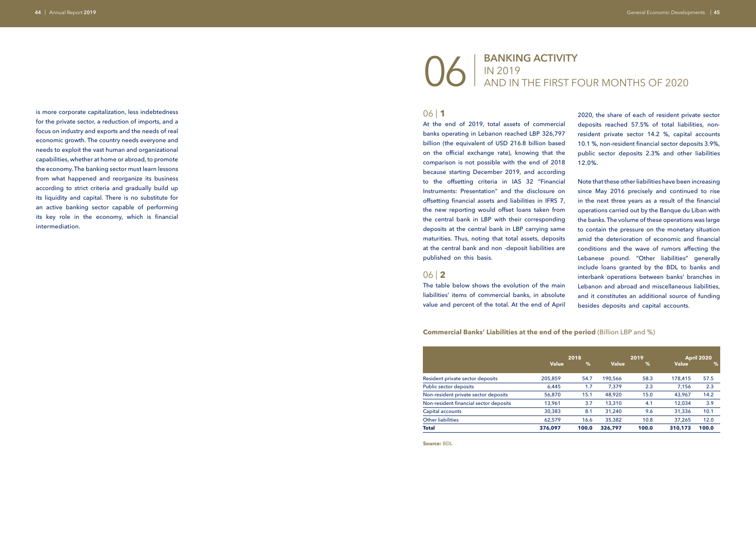is more corporate capitalization, less indebtedness for the private sector, a reduction of imports, and a focus on industry and exports and the needs of real economic growth. The country needs everyone and needs to exploit the vast human and organizational capabilities, whether at home or abroad, to promote the economy. The banking sector must learn lessons from what happened and reorganize its business according to strict criteria and gradually build up its liquidity and capital. There is no substitute for an active banking sector capable of performing its key role in the economy, which is financial intermediation.

# 06 | BANKING ACTIVITY IN 2019 AND IN THE FIRST FOUR MONTHS OF 2020

## 06 | 1

At the end of 2019, total assets of commercial banks operating in Lebanon reached LBP 326,797 billion (the equivalent of USD 216.8 billion based on the official exchange rate), knowing that the comparison is not possible with the end of 2018 because starting December 2019, and according to the offsetting criteria in IAS 32 "Financial Instruments: Presentation" and the disclosure on offsetting financial assets and liabilities in IFRS 7, the new reporting would offset loans taken from the central bank in LBP with their corresponding deposits at the central bank in LBP carrying same maturities. Thus, noting that total assets, deposits at the central bank and non -deposit liabilities are published on this basis.

## 06 | 2

The table below shows the evolution of the main liabilities' items of commercial banks, in absolute value and percent of the total. At the end of April 2020, the share of each of resident private sector deposits reached 57.5% of total liabilities, non-resident private sector 14.2 %, capital accounts 10.1 %, non-resident financial sector deposits 3.9%, public sector deposits 2.3% and other liabilities 12.0%.

Note that these other liabilities have been increasing since May 2016 precisely and continued to rise in the next three years as a result of the financial operations carried out by the Banque du Liban with the banks. The volume of these operations was large to contain the pressure on the monetary situation amid the deterioration of economic and financial conditions and the wave of rumors affecting the Lebanese pound. "Other liabilities" generally include loans granted by the BDL to banks and interbank operations between banks' branches in Lebanon and abroad and miscellaneous liabilities, and it constitutes an additional source of funding besides deposits and capital accounts.

**Commercial Banks' Liabilities at the end of the period** (Billion LBP and %)

| | 2018 | | 2019 | | April 2020 | |
|---|---|---|---|---|---|---|
| | Value | % | Value | % | Value | % |
| Resident private sector deposits | 205,859 | 54.7 | 190,566 | 58.3 | 178,415 | 57.5 |
| Public sector deposits | 6,445 | 1.7 | 7,379 | 2.3 | 7,156 | 2.3 |
| Non-resident private sector deposits | 56,870 | 15.1 | 48,920 | 15.0 | 43,967 | 14.2 |
| Non-resident financial sector deposits | 13,961 | 3.7 | 13,310 | 4.1 | 12,034 | 3.9 |
| Capital accounts | 30,383 | 8.1 | 31,240 | 9.6 | 31,336 | 10.1 |
| Other liabilities | 62,579 | 16.6 | 35,382 | 10.8 | 37,265 | 12.0 |
| **Total** | **376,097** | **100.0** | **326,797** | **100.0** | **310,173** | **100.0** |

**Source:** BDL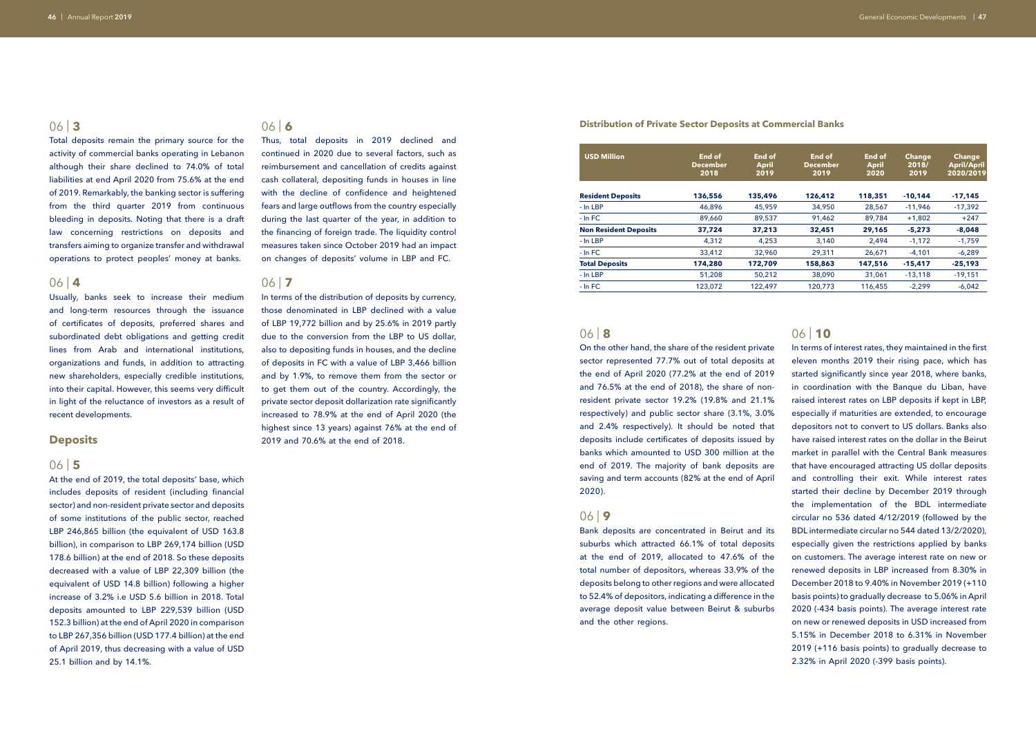## 06 | 3

Total deposits remain the primary source for the activity of commercial banks operating in Lebanon although their share declined to 74.0% of total liabilities at end April 2020 from 75.6% at the end of 2019. Remarkably, the banking sector is suffering from the third quarter 2019 from continuous bleeding in deposits. Noting that there is a draft law concerning restrictions on deposits and transfers aiming to organize transfer and withdrawal operations to protect peoples' money at banks.

## 06 | 4

Usually, banks seek to increase their medium and long-term resources through the issuance of certificates of deposits, preferred shares and subordinated debt obligations and getting credit lines from Arab and international institutions, organizations and funds, in addition to attracting new shareholders, especially credible institutions, into their capital. However, this seems very difficult in light of the reluctance of investors as a result of recent developments.

# Deposits

## 06 | 5

At the end of 2019, the total deposits' base, which includes deposits of resident (including financial sector) and non-resident private sector and deposits of some institutions of the public sector, reached LBP 246,865 billion (the equivalent of USD 163.8 billion), in comparison to LBP 269,174 billion (USD 178.6 billion) at the end of 2018. So these deposits decreased with a value of LBP 22,309 billion (the equivalent of USD 14.8 billion) following a higher increase of 3.2% i.e USD 5.6 billion in 2018. Total deposits amounted to LBP 229,539 billion (USD 152.3 billion) at the end of April 2020 in comparison to LBP 267,356 billion (USD 177.4 billion) at the end of April 2019, thus decreasing with a value of USD 25.1 billion and by 14.1%.

## 06 | 6

Thus, total deposits in 2019 declined and continued in 2020 due to several factors, such as reimbursement and cancellation of credits against cash collateral, depositing funds in houses in line with the decline of confidence and heightened fears and large outflows from the country especially during the last quarter of the year, in addition to the financing of foreign trade. The liquidity control measures taken since October 2019 had an impact on changes of deposits' volume in LBP and FC.

## 06 | 7

In terms of the distribution of deposits by currency, those denominated in LBP declined with a value of LBP 19,772 billion and by 25.6% in 2019 partly due to the conversion from the LBP to US dollar, also to depositing funds in houses, and the decline of deposits in FC with a value of LBP 3,466 billion and by 1.9%, to remove them from the sector or to get them out of the country. Accordingly, the private sector deposit dollarization rate significantly increased to 78.9% at the end of April 2020 (the highest since 13 years) against 76% at the end of 2019 and 70.6% at the end of 2018.

**Distribution of Private Sector Deposits at Commercial Banks**

| USD Million | End of December 2018 | End of April 2019 | End of December 2019 | End of April 2020 | Change 2018/ 2019 | Change April/April 2020/2019 |
|---|---|---|---|---|---|---|
| **Resident Deposits** | **136,556** | **135,496** | **126,412** | **118,351** | **-10,144** | **-17,145** |
| - In LBP | 46,896 | 45,959 | 34,950 | 28,567 | -11,946 | -17,392 |
| - In FC | 89,660 | 89,537 | 91,462 | 89,784 | +1,802 | +247 |
| **Non Resident Deposits** | **37,724** | **37,213** | **32,451** | **29,165** | **-5,273** | **-8,048** |
| - In LBP | 4,312 | 4,253 | 3,140 | 2,494 | -1,172 | -1,759 |
| - In FC | 33,412 | 32,960 | 29,311 | 26,671 | -4,101 | -6,289 |
| **Total Deposits** | **174,280** | **172,709** | **158,863** | **147,516** | **-15,417** | **-25,193** |
| - In LBP | 51,208 | 50,212 | 38,090 | 31,061 | -13,118 | -19,151 |
| - In FC | 123,072 | 122,497 | 120,773 | 116,455 | -2,299 | -6,042 |

## 06 | 8

On the other hand, the share of the resident private sector represented 77.7% out of total deposits at the end of April 2020 (77.2% at the end of 2019 and 76.5% at the end of 2018), the share of non-resident private sector 19.2% (19.8% and 21.1% respectively) and public sector share (3.1%, 3.0% and 2.4% respectively). It should be noted that deposits include certificates of deposits issued by banks which amounted to USD 300 million at the end of 2019. The majority of bank deposits are saving and term accounts (82% at the end of April 2020).

## 06 | 9

Bank deposits are concentrated in Beirut and its suburbs which attracted 66.1% of total deposits at the end of 2019, allocated to 47.6% of the total number of depositors, whereas 33.9% of the deposits belong to other regions and were allocated to 52.4% of depositors, indicating a difference in the average deposit value between Beirut & suburbs and the other regions.

## 06 | 10

In terms of interest rates, they maintained in the first eleven months 2019 their rising pace, which has started significantly since year 2018, where banks, in coordination with the Banque du Liban, have raised interest rates on LBP deposits if kept in LBP, especially if maturities are extended, to encourage depositors not to convert to US dollars. Banks also have raised interest rates on the dollar in the Beirut market in parallel with the Central Bank measures that have encouraged attracting US dollar deposits and controlling their exit. While interest rates started their decline by December 2019 through the implementation of the BDL intermediate circular no 536 dated 4/12/2019 (followed by the BDL intermediate circular no 544 dated 13/2/2020), especially given the restrictions applied by banks on customers. The average interest rate on new or renewed deposits in LBP increased from 8.30% in December 2018 to 9.40% in November 2019 (+110 basis points) to gradually decrease to 5.06% in April 2020 (-434 basis points). The average interest rate on new or renewed deposits in USD increased from 5.15% in December 2018 to 6.31% in November 2019 (+116 basis points) to gradually decrease to 2.32% in April 2020 (-399 basis points).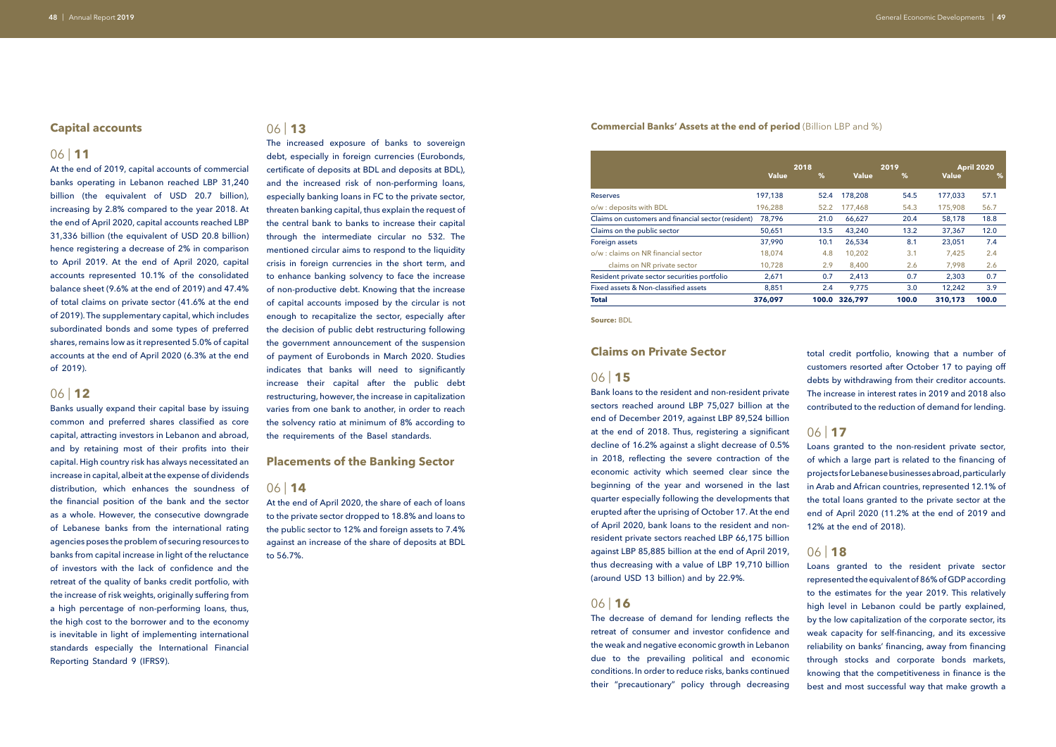## Capital accounts

### 06 | 11

At the end of 2019, capital accounts of commercial banks operating in Lebanon reached LBP 31,240 billion (the equivalent of USD 20.7 billion), increasing by 2.8% compared to the year 2018. At the end of April 2020, capital accounts reached LBP 31,336 billion (the equivalent of USD 20.8 billion) hence registering a decrease of 2% in comparison to April 2019. At the end of April 2020, capital accounts represented 10.1% of the consolidated balance sheet (9.6% at the end of 2019) and 47.4% of total claims on private sector (41.6% at the end of 2019). The supplementary capital, which includes subordinated bonds and some types of preferred shares, remains low as it represented 5.0% of capital accounts at the end of April 2020 (6.3% at the end of 2019).

### 06 | 12

Banks usually expand their capital base by issuing common and preferred shares classified as core capital, attracting investors in Lebanon and abroad, and by retaining most of their profits into their capital. High country risk has always necessitated an increase in capital, albeit at the expense of dividends distribution, which enhances the soundness of the financial position of the bank and the sector as a whole. However, the consecutive downgrade of Lebanese banks from the international rating agencies poses the problem of securing resources to banks from capital increase in light of the reluctance of investors with the lack of confidence and the retreat of the quality of banks credit portfolio, with the increase of risk weights, originally suffering from a high percentage of non-performing loans, thus, the high cost to the borrower and to the economy is inevitable in light of implementing international standards especially the International Financial Reporting Standard 9 (IFRS9).

### 06 | 13

The increased exposure of banks to sovereign debt, especially in foreign currencies (Eurobonds, certificate of deposits at BDL and deposits at BDL), and the increased risk of non-performing loans, especially banking loans in FC to the private sector, threaten banking capital, thus explain the request of the central bank to banks to increase their capital through the intermediate circular no 532. The mentioned circular aims to respond to the liquidity crisis in foreign currencies in the short term, and to enhance banking solvency to face the increase of non-productive debt. Knowing that the increase of capital accounts imposed by the circular is not enough to recapitalize the sector, especially after the decision of public debt restructuring following the government announcement of the suspension of payment of Eurobonds in March 2020. Studies indicates that banks will need to significantly increase their capital after the public debt restructuring, however, the increase in capitalization varies from one bank to another, in order to reach the solvency ratio at minimum of 8% according to the requirements of the Basel standards.

## Placements of the Banking Sector

### 06 | 14

At the end of April 2020, the share of each of loans to the private sector dropped to 18.8% and loans to the public sector to 12% and foreign assets to 7.4% against an increase of the share of deposits at BDL to 56.7%.

**Commercial Banks' Assets at the end of period** (Billion LBP and %)

| | 2018 | | 2019 | | April 2020 | |
|---|---|---|---|---|---|---|
| | Value | % | Value | % | Value | % |
| Reserves | 197,138 | 52.4 | 178,208 | 54.5 | 177,033 | 57.1 |
| o/w : deposits with BDL | 196,288 | 52.2 | 177,468 | 54.3 | 175,908 | 56.7 |
| Claims on customers and financial sector (resident) | 78,796 | 21.0 | 66,627 | 20.4 | 58,178 | 18.8 |
| Claims on the public sector | 50,651 | 13.5 | 43,240 | 13.2 | 37,367 | 12.0 |
| Foreign assets | 37,990 | 10.1 | 26,534 | 8.1 | 23,051 | 7.4 |
| o/w : claims on NR financial sector | 18,074 | 4.8 | 10,202 | 3.1 | 7,425 | 2.4 |
| claims on NR private sector | 10,728 | 2.9 | 8,400 | 2.6 | 7,998 | 2.6 |
| Resident private sector securities portfolio | 2,671 | 0.7 | 2,413 | 0.7 | 2,303 | 0.7 |
| Fixed assets & Non-classified assets | 8,851 | 2.4 | 9,775 | 3.0 | 12,242 | 3.9 |
| **Total** | **376,097** | **100.0** | **326,797** | **100.0** | **310,173** | **100.0** |

**Source:** BDL

## Claims on Private Sector

### 06 | 15

Bank loans to the resident and non-resident private sectors reached around LBP 75,027 billion at the end of December 2019, against LBP 89,524 billion at the end of 2018. Thus, registering a significant decline of 16.2% against a slight decrease of 0.5% in 2018, reflecting the severe contraction of the economic activity which seemed clear since the beginning of the year and worsened in the last quarter especially following the developments that erupted after the uprising of October 17. At the end of April 2020, bank loans to the resident and non-resident private sectors reached LBP 66,175 billion against LBP 85,885 billion at the end of April 2019, thus decreasing with a value of LBP 19,710 billion (around USD 13 billion) and by 22.9%.

### 06 | 16

The decrease of demand for lending reflects the retreat of consumer and investor confidence and the weak and negative economic growth in Lebanon due to the prevailing political and economic conditions. In order to reduce risks, banks continued their "precautionary" policy through decreasing total credit portfolio, knowing that a number of customers resorted after October 17 to paying off debts by withdrawing from their creditor accounts. The increase in interest rates in 2019 and 2018 also contributed to the reduction of demand for lending.

### 06 | 17

Loans granted to the non-resident private sector, of which a large part is related to the financing of projects for Lebanese businesses abroad, particularly in Arab and African countries, represented 12.1% of the total loans granted to the private sector at the end of April 2020 (11.2% at the end of 2019 and 12% at the end of 2018).

### 06 | 18

Loans granted to the resident private sector represented the equivalent of 86% of GDP according to the estimates for the year 2019. This relatively high level in Lebanon could be partly explained, by the low capitalization of the corporate sector, its weak capacity for self-financing, and its excessive reliability on banks' financing, away from financing through stocks and corporate bonds markets, knowing that the competitiveness in finance is the best and most successful way that make growth a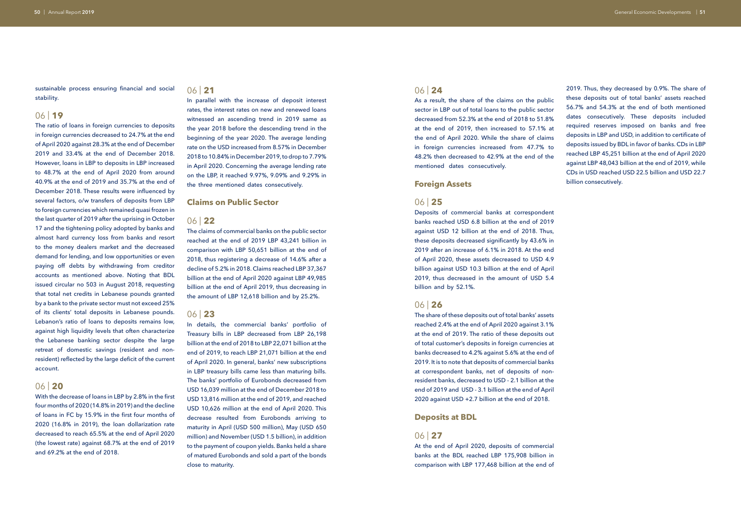sustainable process ensuring financial and social stability.

## 06 | 19

The ratio of loans in foreign currencies to deposits in foreign currencies decreased to 24.7% at the end of April 2020 against 28.3% at the end of December 2019 and 33.4% at the end of December 2018. However, loans in LBP to deposits in LBP increased to 48.7% at the end of April 2020 from around 40.9% at the end of 2019 and 35.7% at the end of December 2018. These results were influenced by several factors, o/w transfers of deposits from LBP to foreign currencies which remained quasi frozen in the last quarter of 2019 after the uprising in October 17 and the tightening policy adopted by banks and almost hard currency loss from banks and resort to the money dealers market and the decreased demand for lending, and low opportunities or even paying off debts by withdrawing from creditor accounts as mentioned above. Noting that BDL issued circular no 503 in August 2018, requesting that total net credits in Lebanese pounds granted by a bank to the private sector must not exceed 25% of its clients' total deposits in Lebanese pounds. Lebanon's ratio of loans to deposits remains low, against high liquidity levels that often characterize the Lebanese banking sector despite the large retreat of domestic savings (resident and non-resident) reflected by the large deficit of the current account.

## 06 | 20

With the decrease of loans in LBP by 2.8% in the first four months of 2020 (14.8% in 2019) and the decline of loans in FC by 15.9% in the first four months of 2020 (16.8% in 2019), the loan dollarization rate decreased to reach 65.5% at the end of April 2020 (the lowest rate) against 68.7% at the end of 2019 and 69.2% at the end of 2018.

## 06 | 21

In parallel with the increase of deposit interest rates, the interest rates on new and renewed loans witnessed an ascending trend in 2019 same as the year 2018 before the descending trend in the beginning of the year 2020. The average lending rate on the USD increased from 8.57% in December 2018 to 10.84% in December 2019, to drop to 7.79% in April 2020. Concerning the average lending rate on the LBP, it reached 9.97%, 9.09% and 9.29% in the three mentioned dates consecutively.

## Claims on Public Sector

## 06 | 22

The claims of commercial banks on the public sector reached at the end of 2019 LBP 43,241 billion in comparison with LBP 50,651 billion at the end of 2018, thus registering a decrease of 14.6% after a decline of 5.2% in 2018. Claims reached LBP 37,367 billion at the end of April 2020 against LBP 49,985 billion at the end of April 2019, thus decreasing in the amount of LBP 12,618 billion and by 25.2%.

## 06 | 23

In details, the commercial banks' portfolio of Treasury bills in LBP decreased from LBP 26,198 billion at the end of 2018 to LBP 22,071 billion at the end of 2019, to reach LBP 21,071 billion at the end of April 2020. In general, banks' new subscriptions in LBP treasury bills came less than maturing bills. The banks' portfolio of Eurobonds decreased from USD 16,039 million at the end of December 2018 to USD 13,816 million at the end of 2019, and reached USD 10,626 million at the end of April 2020. This decrease resulted from Eurobonds arriving to maturity in April (USD 500 million), May (USD 650 million) and November (USD 1.5 billion), in addition to the payment of coupon yields. Banks held a share of matured Eurobonds and sold a part of the bonds close to maturity.

## 06 | 24

As a result, the share of the claims on the public sector in LBP out of total loans to the public sector decreased from 52.3% at the end of 2018 to 51.8% at the end of 2019, then increased to 57.1% at the end of April 2020. While the share of claims in foreign currencies increased from 47.7% to 48.2% then decreased to 42.9% at the end of the mentioned dates consecutively.

## Foreign Assets

## 06 | 25

Deposits of commercial banks at correspondent banks reached USD 6.8 billion at the end of 2019 against USD 12 billion at the end of 2018. Thus, these deposits decreased significantly by 43.6% in 2019 after an increase of 6.1% in 2018. At the end of April 2020, these assets decreased to USD 4.9 billion against USD 10.3 billion at the end of April 2019, thus decreased in the amount of USD 5.4 billion and by 52.1%.

## 06 | 26

The share of these deposits out of total banks' assets reached 2.4% at the end of April 2020 against 3.1% at the end of 2019. The ratio of these deposits out of total customer's deposits in foreign currencies at banks decreased to 4.2% against 5.6% at the end of 2019. It is to note that deposits of commercial banks at correspondent banks, net of deposits of non-resident banks, decreased to USD - 2.1 billion at the end of 2019 and USD - 3.1 billion at the end of April 2020 against USD +2.7 billion at the end of 2018.

## Deposits at BDL

## 06 | 27

At the end of April 2020, deposits of commercial banks at the BDL reached LBP 175,908 billion in comparison with LBP 177,468 billion at the end of 2019. Thus, they decreased by 0.9%. The share of these deposits out of total banks' assets reached 56.7% and 54.3% at the end of both mentioned dates consecutively. These deposits included required reserves imposed on banks and free deposits in LBP and USD, in addition to certificate of deposits issued by BDL in favor of banks. CDs in LBP reached LBP 45,251 billion at the end of April 2020 against LBP 48,043 billion at the end of 2019, while CDs in USD reached USD 22.5 billion and USD 22.7 billion consecutively.